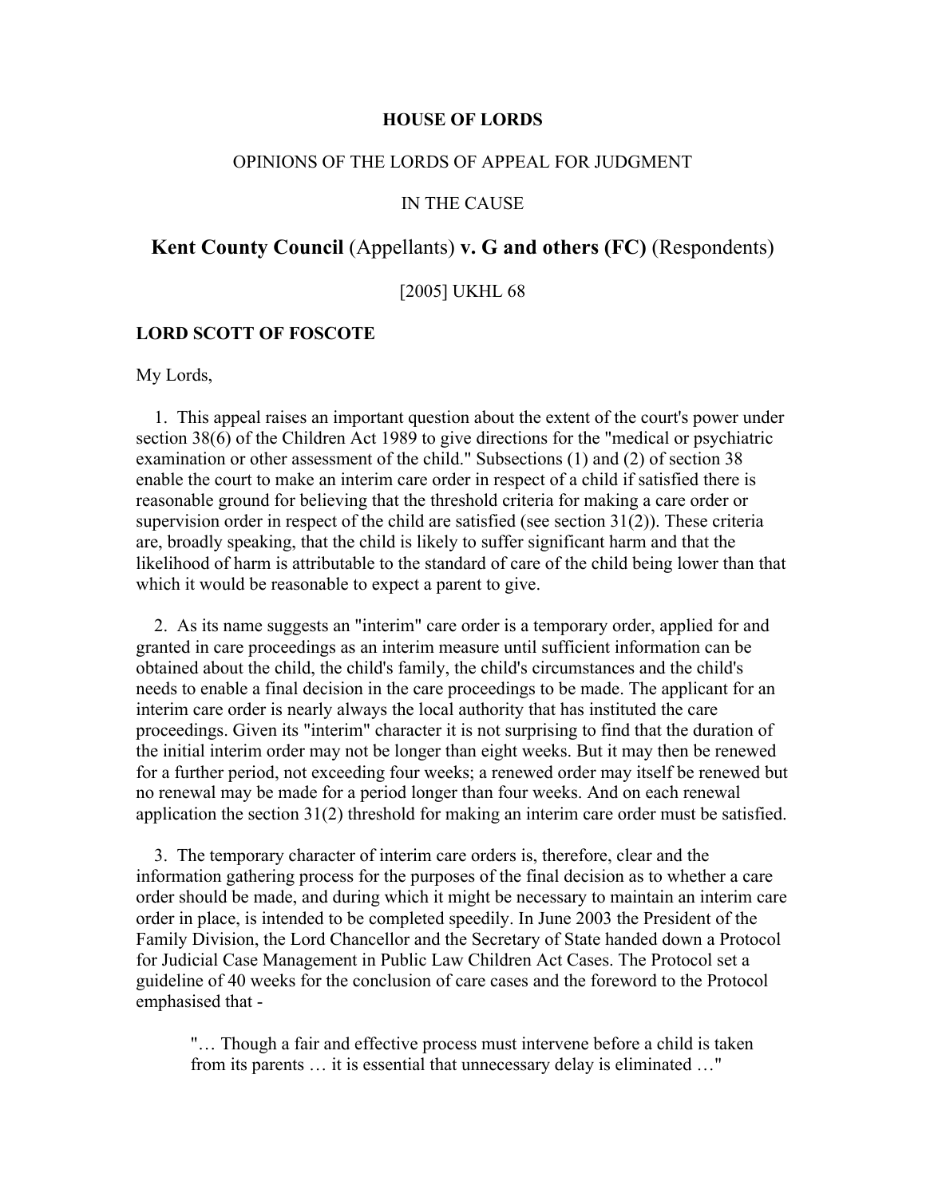**HOUSE OF LORDS**

OPINIONS OF THE LORDS OF APPEAL FOR JUDGMENT

IN THE CAUSE

## **Kent County Council** (Appellants) **v. G and others (FC)** (Respondents)

[2005] UKHL 68

**LORD SCOTT OF FOSCOTE**

My Lords,

1. This appeal raises an important question about the extent of the court's power under section 38(6) of the Children Act 1989 to give directions for the "medical or psychiatric examination or other assessment of the child." Subsections (1) and (2) of section 38 enable the court to make an interim care order in respect of a child if satisfied there is reasonable ground for believing that the threshold criteria for making a care order or supervision order in respect of the child are satisfied (see section 31(2)). These criteria are, broadly speaking, that the child is likely to suffer significant harm and that the likelihood of harm is attributable to the standard of care of the child being lower than that which it would be reasonable to expect a parent to give.

2. As its name suggests an "interim" care order is a temporary order, applied for and granted in care proceedings as an interim measure until sufficient information can be obtained about the child, the child's family, the child's circumstances and the child's needs to enable a final decision in the care proceedings to be made. The applicant for an interim care order is nearly always the local authority that has instituted the care proceedings. Given its "interim" character it is not surprising to find that the duration of the initial interim order may not be longer than eight weeks. But it may then be renewed for a further period, not exceeding four weeks; a renewed order may itself be renewed but no renewal may be made for a period longer than four weeks. And on each renewal application the section 31(2) threshold for making an interim care order must be satisfied.

3. The temporary character of interim care orders is, therefore, clear and the information gathering process for the purposes of the final decision as to whether a care order should be made, and during which it might be necessary to maintain an interim care order in place, is intended to be completed speedily. In June 2003 the President of the Family Division, the Lord Chancellor and the Secretary of State handed down a Protocol for Judicial Case Management in Public Law Children Act Cases. The Protocol set a guideline of 40 weeks for the conclusion of care cases and the foreword to the Protocol emphasised that -

> "… Though a fair and effective process must intervene before a child is taken from its parents … it is essential that unnecessary delay is eliminated …"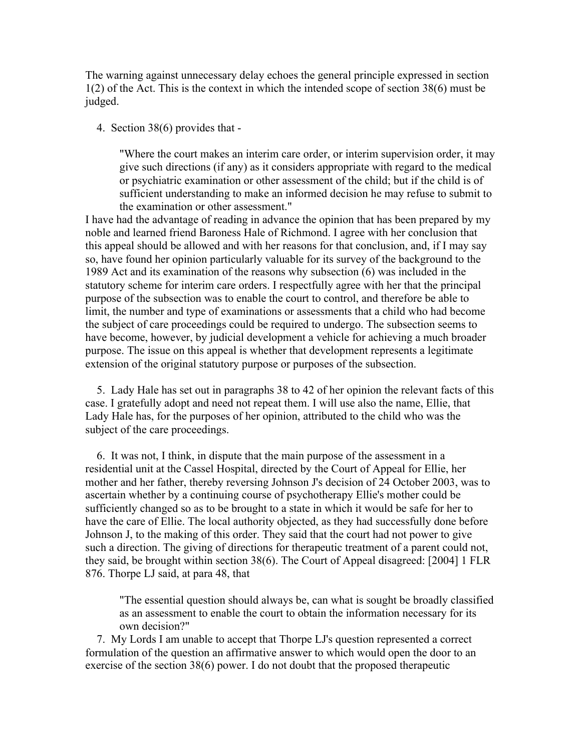The warning against unnecessary delay echoes the general principle expressed in section 1(2) of the Act. This is the context in which the intended scope of section 38(6) must be judged.

4. Section 38(6) provides that -

> "Where the court makes an interim care order, or interim supervision order, it may give such directions (if any) as it considers appropriate with regard to the medical or psychiatric examination or other assessment of the child; but if the child is of sufficient understanding to make an informed decision he may refuse to submit to the examination or other assessment."

I have had the advantage of reading in advance the opinion that has been prepared by my noble and learned friend Baroness Hale of Richmond. I agree with her conclusion that this appeal should be allowed and with her reasons for that conclusion, and, if I may say so, have found her opinion particularly valuable for its survey of the background to the 1989 Act and its examination of the reasons why subsection (6) was included in the statutory scheme for interim care orders. I respectfully agree with her that the principal purpose of the subsection was to enable the court to control, and therefore be able to limit, the number and type of examinations or assessments that a child who had become the subject of care proceedings could be required to undergo. The subsection seems to have become, however, by judicial development a vehicle for achieving a much broader purpose. The issue on this appeal is whether that development represents a legitimate extension of the original statutory purpose or purposes of the subsection.

5. Lady Hale has set out in paragraphs 38 to 42 of her opinion the relevant facts of this case. I gratefully adopt and need not repeat them. I will use also the name, Ellie, that Lady Hale has, for the purposes of her opinion, attributed to the child who was the subject of the care proceedings.

6. It was not, I think, in dispute that the main purpose of the assessment in a residential unit at the Cassel Hospital, directed by the Court of Appeal for Ellie, her mother and her father, thereby reversing Johnson J's decision of 24 October 2003, was to ascertain whether by a continuing course of psychotherapy Ellie's mother could be sufficiently changed so as to be brought to a state in which it would be safe for her to have the care of Ellie. The local authority objected, as they had successfully done before Johnson J, to the making of this order. They said that the court had not power to give such a direction. The giving of directions for therapeutic treatment of a parent could not, they said, be brought within section 38(6). The Court of Appeal disagreed: [2004] 1 FLR 876. Thorpe LJ said, at para 48, that

> "The essential question should always be, can what is sought be broadly classified as an assessment to enable the court to obtain the information necessary for its own decision?"

7. My Lords I am unable to accept that Thorpe LJ's question represented a correct formulation of the question an affirmative answer to which would open the door to an exercise of the section 38(6) power. I do not doubt that the proposed therapeutic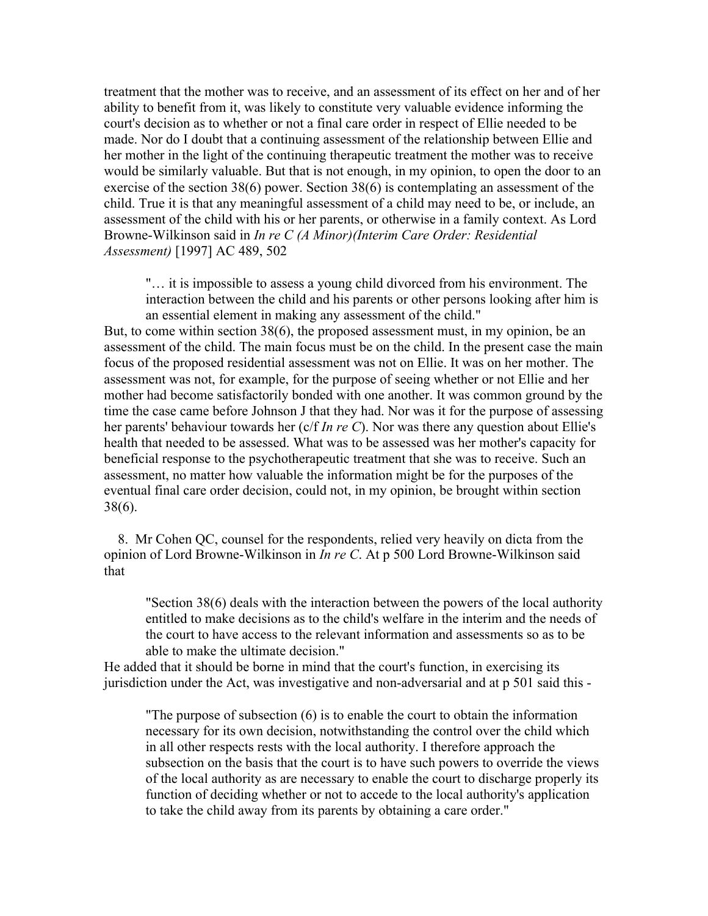treatment that the mother was to receive, and an assessment of its effect on her and of her ability to benefit from it, was likely to constitute very valuable evidence informing the court's decision as to whether or not a final care order in respect of Ellie needed to be made. Nor do I doubt that a continuing assessment of the relationship between Ellie and her mother in the light of the continuing therapeutic treatment the mother was to receive would be similarly valuable. But that is not enough, in my opinion, to open the door to an exercise of the section 38(6) power. Section 38(6) is contemplating an assessment of the child. True it is that any meaningful assessment of a child may need to be, or include, an assessment of the child with his or her parents, or otherwise in a family context. As Lord Browne-Wilkinson said in *In re C (A Minor)(Interim Care Order: Residential Assessment)* [1997] AC 489, 502

> "… it is impossible to assess a young child divorced from his environment. The interaction between the child and his parents or other persons looking after him is an essential element in making any assessment of the child."

But, to come within section 38(6), the proposed assessment must, in my opinion, be an assessment of the child. The main focus must be on the child. In the present case the main focus of the proposed residential assessment was not on Ellie. It was on her mother. The assessment was not, for example, for the purpose of seeing whether or not Ellie and her mother had become satisfactorily bonded with one another. It was common ground by the time the case came before Johnson J that they had. Nor was it for the purpose of assessing her parents' behaviour towards her (c/f *In re C*). Nor was there any question about Ellie's health that needed to be assessed. What was to be assessed was her mother's capacity for beneficial response to the psychotherapeutic treatment that she was to receive. Such an assessment, no matter how valuable the information might be for the purposes of the eventual final care order decision, could not, in my opinion, be brought within section 38(6).

8. Mr Cohen QC, counsel for the respondents, relied very heavily on dicta from the opinion of Lord Browne-Wilkinson in *In re C*. At p 500 Lord Browne-Wilkinson said that

> "Section 38(6) deals with the interaction between the powers of the local authority entitled to make decisions as to the child's welfare in the interim and the needs of the court to have access to the relevant information and assessments so as to be able to make the ultimate decision."

He added that it should be borne in mind that the court's function, in exercising its jurisdiction under the Act, was investigative and non-adversarial and at p 501 said this -

> "The purpose of subsection (6) is to enable the court to obtain the information necessary for its own decision, notwithstanding the control over the child which in all other respects rests with the local authority. I therefore approach the subsection on the basis that the court is to have such powers to override the views of the local authority as are necessary to enable the court to discharge properly its function of deciding whether or not to accede to the local authority's application to take the child away from its parents by obtaining a care order."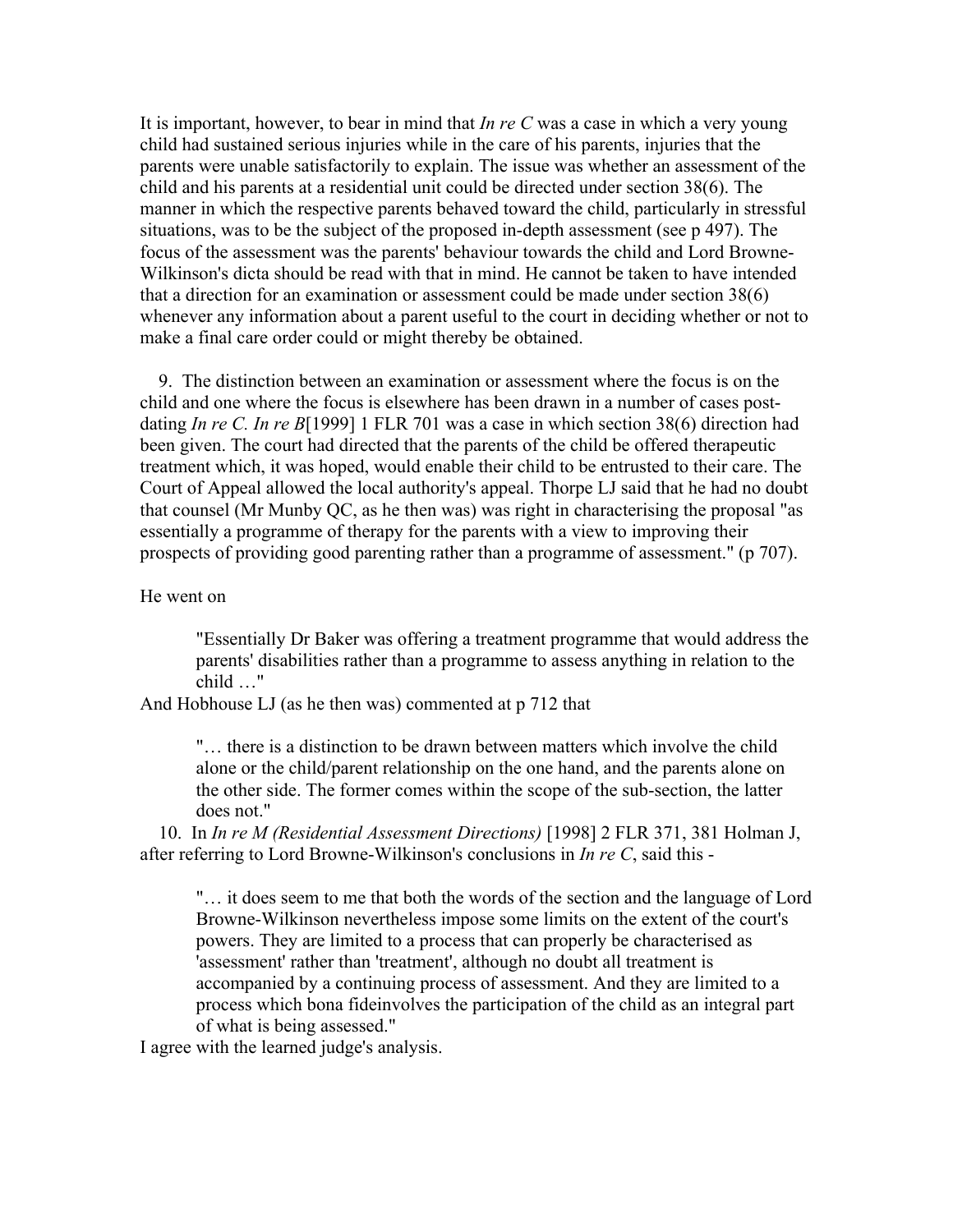It is important, however, to bear in mind that *In re C* was a case in which a very young child had sustained serious injuries while in the care of his parents, injuries that the parents were unable satisfactorily to explain. The issue was whether an assessment of the child and his parents at a residential unit could be directed under section 38(6). The manner in which the respective parents behaved toward the child, particularly in stressful situations, was to be the subject of the proposed in-depth assessment (see p 497). The focus of the assessment was the parents' behaviour towards the child and Lord Browne-Wilkinson's dicta should be read with that in mind. He cannot be taken to have intended that a direction for an examination or assessment could be made under section 38(6) whenever any information about a parent useful to the court in deciding whether or not to make a final care order could or might thereby be obtained.

9. The distinction between an examination or assessment where the focus is on the child and one where the focus is elsewhere has been drawn in a number of cases post-dating *In re C. In re B*[1999] 1 FLR 701 was a case in which section 38(6) direction had been given. The court had directed that the parents of the child be offered therapeutic treatment which, it was hoped, would enable their child to be entrusted to their care. The Court of Appeal allowed the local authority's appeal. Thorpe LJ said that he had no doubt that counsel (Mr Munby QC, as he then was) was right in characterising the proposal "as essentially a programme of therapy for the parents with a view to improving their prospects of providing good parenting rather than a programme of assessment." (p 707).

He went on

> "Essentially Dr Baker was offering a treatment programme that would address the parents' disabilities rather than a programme to assess anything in relation to the child …"

And Hobhouse LJ (as he then was) commented at p 712 that

> "… there is a distinction to be drawn between matters which involve the child alone or the child/parent relationship on the one hand, and the parents alone on the other side. The former comes within the scope of the sub-section, the latter does not."

10. In *In re M (Residential Assessment Directions)* [1998] 2 FLR 371, 381 Holman J, after referring to Lord Browne-Wilkinson's conclusions in *In re C*, said this -

> "… it does seem to me that both the words of the section and the language of Lord Browne-Wilkinson nevertheless impose some limits on the extent of the court's powers. They are limited to a process that can properly be characterised as 'assessment' rather than 'treatment', although no doubt all treatment is accompanied by a continuing process of assessment. And they are limited to a process which bona fideinvolves the participation of the child as an integral part of what is being assessed."

I agree with the learned judge's analysis.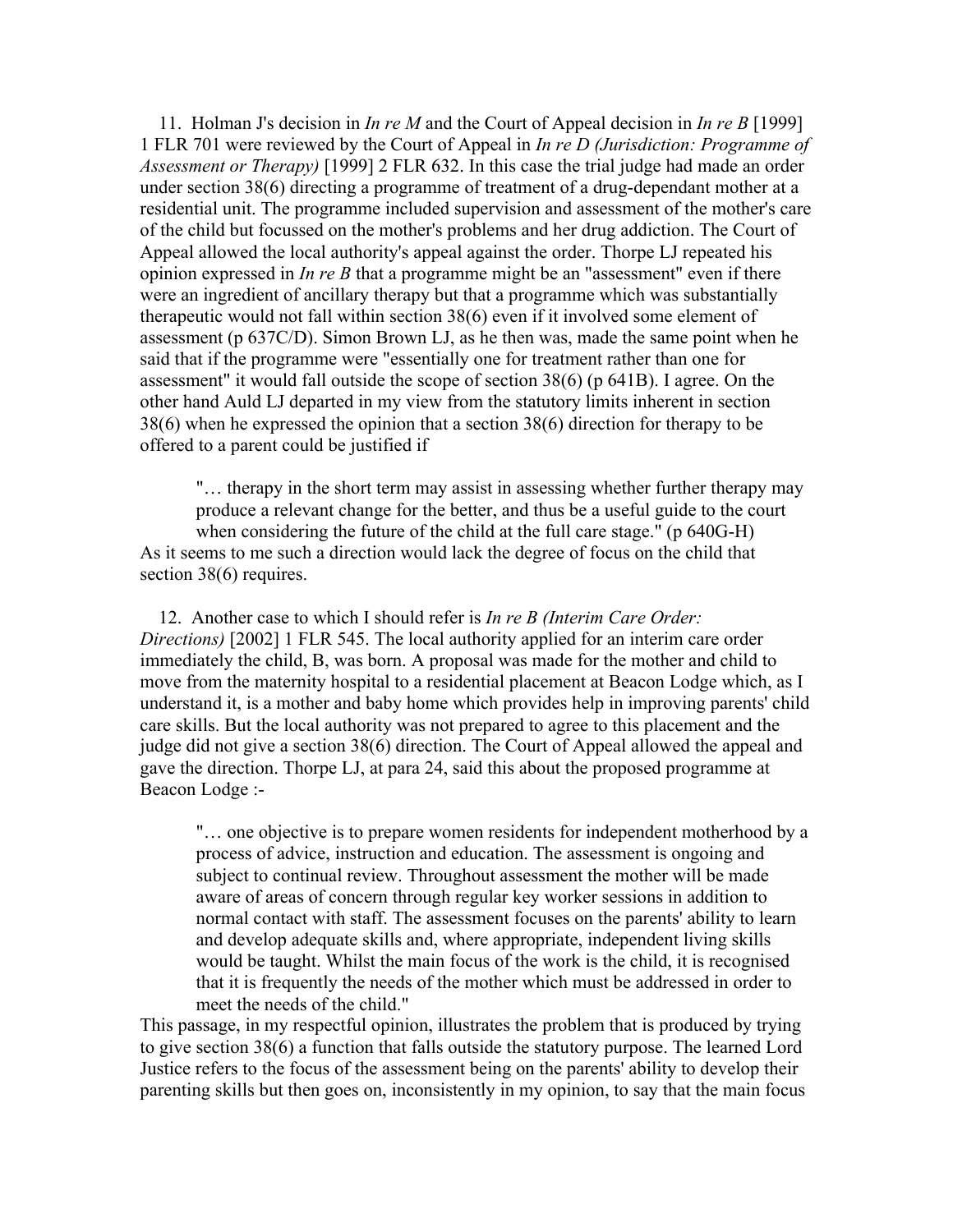11. Holman J's decision in *In re M* and the Court of Appeal decision in *In re B* [1999] 1 FLR 701 were reviewed by the Court of Appeal in *In re D (Jurisdiction: Programme of Assessment or Therapy)* [1999] 2 FLR 632. In this case the trial judge had made an order under section 38(6) directing a programme of treatment of a drug-dependant mother at a residential unit. The programme included supervision and assessment of the mother's care of the child but focussed on the mother's problems and her drug addiction. The Court of Appeal allowed the local authority's appeal against the order. Thorpe LJ repeated his opinion expressed in *In re B* that a programme might be an "assessment" even if there were an ingredient of ancillary therapy but that a programme which was substantially therapeutic would not fall within section 38(6) even if it involved some element of assessment (p 637C/D). Simon Brown LJ, as he then was, made the same point when he said that if the programme were "essentially one for treatment rather than one for assessment" it would fall outside the scope of section 38(6) (p 641B). I agree. On the other hand Auld LJ departed in my view from the statutory limits inherent in section 38(6) when he expressed the opinion that a section 38(6) direction for therapy to be offered to a parent could be justified if

> "… therapy in the short term may assist in assessing whether further therapy may produce a relevant change for the better, and thus be a useful guide to the court when considering the future of the child at the full care stage." (p 640G-H)

As it seems to me such a direction would lack the degree of focus on the child that section 38(6) requires.

12. Another case to which I should refer is *In re B (Interim Care Order: Directions)* [2002] 1 FLR 545. The local authority applied for an interim care order immediately the child, B, was born. A proposal was made for the mother and child to move from the maternity hospital to a residential placement at Beacon Lodge which, as I understand it, is a mother and baby home which provides help in improving parents' child care skills. But the local authority was not prepared to agree to this placement and the judge did not give a section 38(6) direction. The Court of Appeal allowed the appeal and gave the direction. Thorpe LJ, at para 24, said this about the proposed programme at Beacon Lodge :-

> "… one objective is to prepare women residents for independent motherhood by a process of advice, instruction and education. The assessment is ongoing and subject to continual review. Throughout assessment the mother will be made aware of areas of concern through regular key worker sessions in addition to normal contact with staff. The assessment focuses on the parents' ability to learn and develop adequate skills and, where appropriate, independent living skills would be taught. Whilst the main focus of the work is the child, it is recognised that it is frequently the needs of the mother which must be addressed in order to meet the needs of the child."

This passage, in my respectful opinion, illustrates the problem that is produced by trying to give section 38(6) a function that falls outside the statutory purpose. The learned Lord Justice refers to the focus of the assessment being on the parents' ability to develop their parenting skills but then goes on, inconsistently in my opinion, to say that the main focus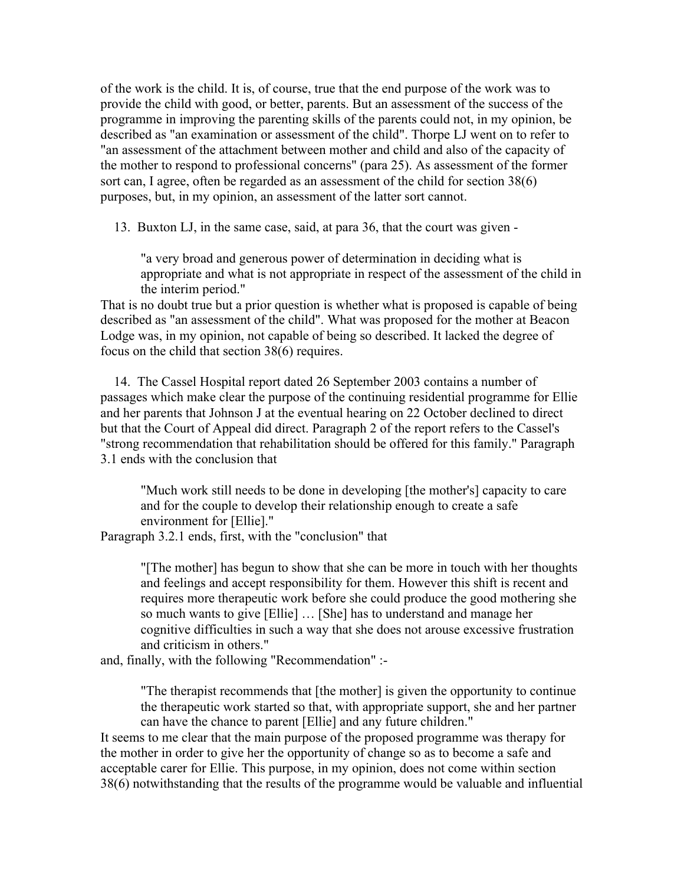of the work is the child. It is, of course, true that the end purpose of the work was to provide the child with good, or better, parents. But an assessment of the success of the programme in improving the parenting skills of the parents could not, in my opinion, be described as "an examination or assessment of the child". Thorpe LJ went on to refer to "an assessment of the attachment between mother and child and also of the capacity of the mother to respond to professional concerns" (para 25). As assessment of the former sort can, I agree, often be regarded as an assessment of the child for section 38(6) purposes, but, in my opinion, an assessment of the latter sort cannot.

13. Buxton LJ, in the same case, said, at para 36, that the court was given -

> "a very broad and generous power of determination in deciding what is appropriate and what is not appropriate in respect of the assessment of the child in the interim period."

That is no doubt true but a prior question is whether what is proposed is capable of being described as "an assessment of the child". What was proposed for the mother at Beacon Lodge was, in my opinion, not capable of being so described. It lacked the degree of focus on the child that section 38(6) requires.

14. The Cassel Hospital report dated 26 September 2003 contains a number of passages which make clear the purpose of the continuing residential programme for Ellie and her parents that Johnson J at the eventual hearing on 22 October declined to direct but that the Court of Appeal did direct. Paragraph 2 of the report refers to the Cassel's "strong recommendation that rehabilitation should be offered for this family." Paragraph 3.1 ends with the conclusion that

> "Much work still needs to be done in developing [the mother's] capacity to care and for the couple to develop their relationship enough to create a safe environment for [Ellie]."

Paragraph 3.2.1 ends, first, with the "conclusion" that

> "[The mother] has begun to show that she can be more in touch with her thoughts and feelings and accept responsibility for them. However this shift is recent and requires more therapeutic work before she could produce the good mothering she so much wants to give [Ellie] … [She] has to understand and manage her cognitive difficulties in such a way that she does not arouse excessive frustration and criticism in others."

and, finally, with the following "Recommendation" :-

> "The therapist recommends that [the mother] is given the opportunity to continue the therapeutic work started so that, with appropriate support, she and her partner can have the chance to parent [Ellie] and any future children."

It seems to me clear that the main purpose of the proposed programme was therapy for the mother in order to give her the opportunity of change so as to become a safe and acceptable carer for Ellie. This purpose, in my opinion, does not come within section 38(6) notwithstanding that the results of the programme would be valuable and influential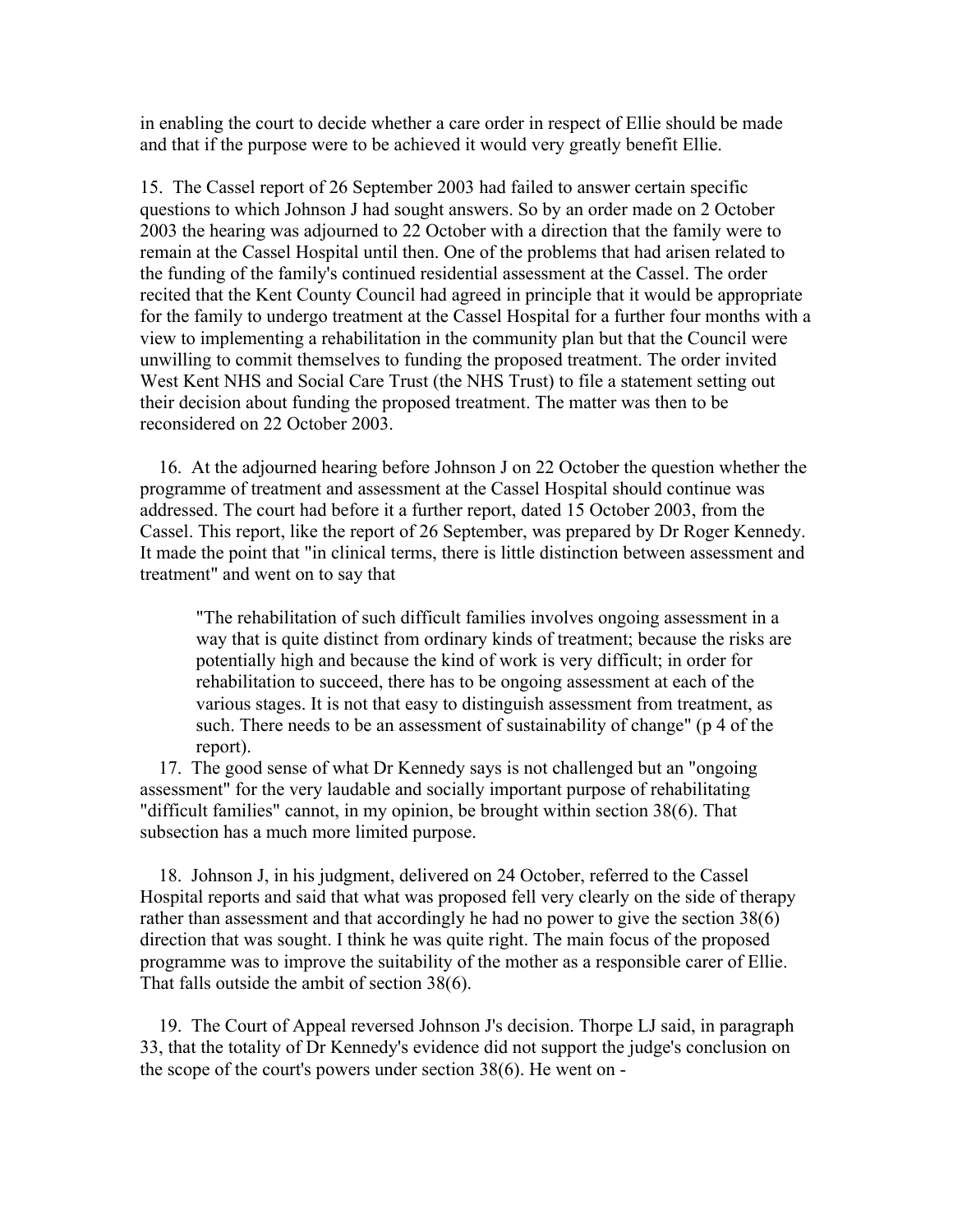in enabling the court to decide whether a care order in respect of Ellie should be made and that if the purpose were to be achieved it would very greatly benefit Ellie.

15. The Cassel report of 26 September 2003 had failed to answer certain specific questions to which Johnson J had sought answers. So by an order made on 2 October 2003 the hearing was adjourned to 22 October with a direction that the family were to remain at the Cassel Hospital until then. One of the problems that had arisen related to the funding of the family's continued residential assessment at the Cassel. The order recited that the Kent County Council had agreed in principle that it would be appropriate for the family to undergo treatment at the Cassel Hospital for a further four months with a view to implementing a rehabilitation in the community plan but that the Council were unwilling to commit themselves to funding the proposed treatment. The order invited West Kent NHS and Social Care Trust (the NHS Trust) to file a statement setting out their decision about funding the proposed treatment. The matter was then to be reconsidered on 22 October 2003.

16. At the adjourned hearing before Johnson J on 22 October the question whether the programme of treatment and assessment at the Cassel Hospital should continue was addressed. The court had before it a further report, dated 15 October 2003, from the Cassel. This report, like the report of 26 September, was prepared by Dr Roger Kennedy. It made the point that "in clinical terms, there is little distinction between assessment and treatment" and went on to say that

> "The rehabilitation of such difficult families involves ongoing assessment in a way that is quite distinct from ordinary kinds of treatment; because the risks are potentially high and because the kind of work is very difficult; in order for rehabilitation to succeed, there has to be ongoing assessment at each of the various stages. It is not that easy to distinguish assessment from treatment, as such. There needs to be an assessment of sustainability of change" (p 4 of the report).

17. The good sense of what Dr Kennedy says is not challenged but an "ongoing assessment" for the very laudable and socially important purpose of rehabilitating "difficult families" cannot, in my opinion, be brought within section 38(6). That subsection has a much more limited purpose.

18. Johnson J, in his judgment, delivered on 24 October, referred to the Cassel Hospital reports and said that what was proposed fell very clearly on the side of therapy rather than assessment and that accordingly he had no power to give the section 38(6) direction that was sought. I think he was quite right. The main focus of the proposed programme was to improve the suitability of the mother as a responsible carer of Ellie. That falls outside the ambit of section 38(6).

19. The Court of Appeal reversed Johnson J's decision. Thorpe LJ said, in paragraph 33, that the totality of Dr Kennedy's evidence did not support the judge's conclusion on the scope of the court's powers under section 38(6). He went on -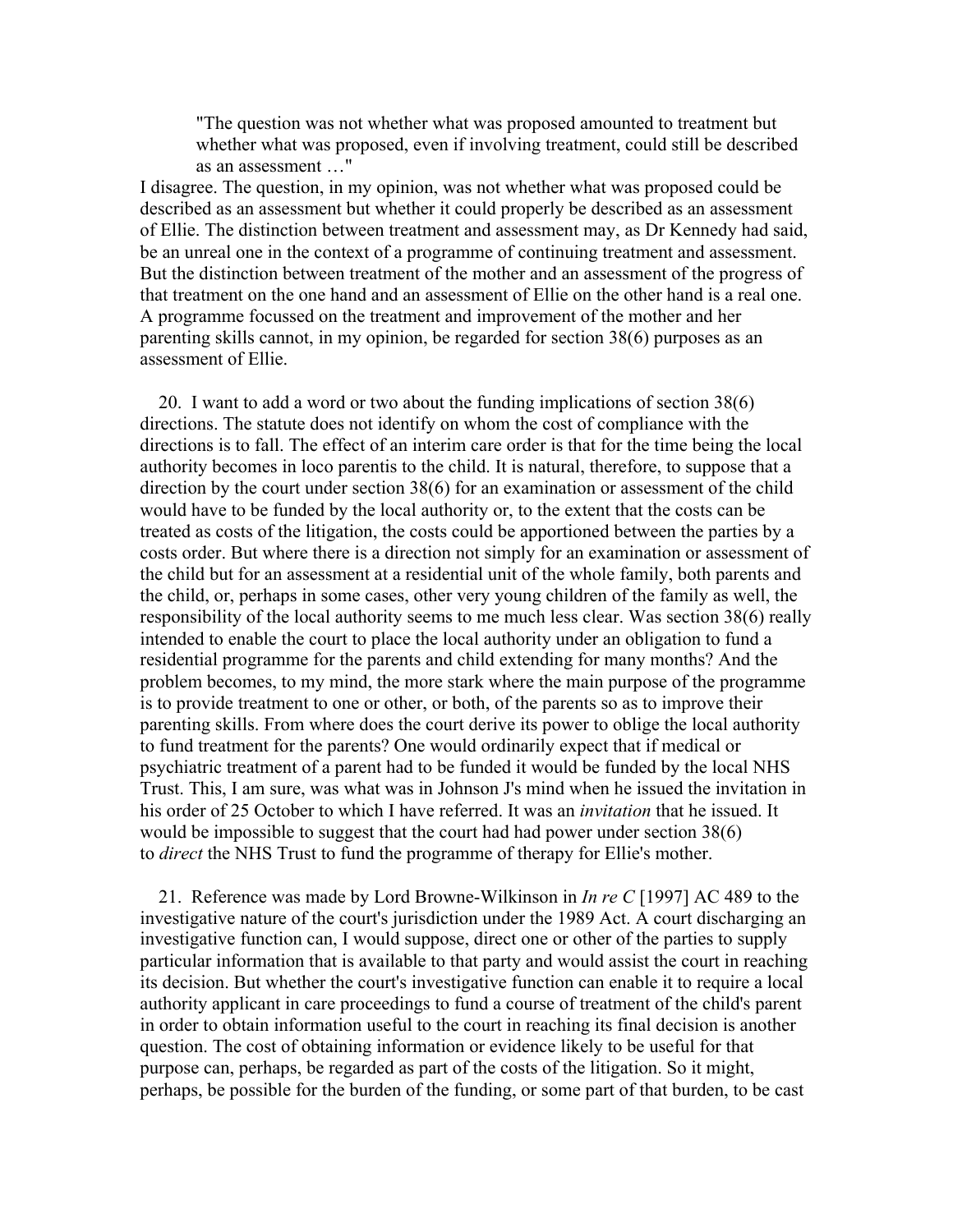> "The question was not whether what was proposed amounted to treatment but whether what was proposed, even if involving treatment, could still be described as an assessment …"

I disagree. The question, in my opinion, was not whether what was proposed could be described as an assessment but whether it could properly be described as an assessment of Ellie. The distinction between treatment and assessment may, as Dr Kennedy had said, be an unreal one in the context of a programme of continuing treatment and assessment. But the distinction between treatment of the mother and an assessment of the progress of that treatment on the one hand and an assessment of Ellie on the other hand is a real one. A programme focussed on the treatment and improvement of the mother and her parenting skills cannot, in my opinion, be regarded for section 38(6) purposes as an assessment of Ellie.

20. I want to add a word or two about the funding implications of section 38(6) directions. The statute does not identify on whom the cost of compliance with the directions is to fall. The effect of an interim care order is that for the time being the local authority becomes in loco parentis to the child. It is natural, therefore, to suppose that a direction by the court under section 38(6) for an examination or assessment of the child would have to be funded by the local authority or, to the extent that the costs can be treated as costs of the litigation, the costs could be apportioned between the parties by a costs order. But where there is a direction not simply for an examination or assessment of the child but for an assessment at a residential unit of the whole family, both parents and the child, or, perhaps in some cases, other very young children of the family as well, the responsibility of the local authority seems to me much less clear. Was section 38(6) really intended to enable the court to place the local authority under an obligation to fund a residential programme for the parents and child extending for many months? And the problem becomes, to my mind, the more stark where the main purpose of the programme is to provide treatment to one or other, or both, of the parents so as to improve their parenting skills. From where does the court derive its power to oblige the local authority to fund treatment for the parents? One would ordinarily expect that if medical or psychiatric treatment of a parent had to be funded it would be funded by the local NHS Trust. This, I am sure, was what was in Johnson J's mind when he issued the invitation in his order of 25 October to which I have referred. It was an *invitation* that he issued. It would be impossible to suggest that the court had had power under section 38(6) to *direct* the NHS Trust to fund the programme of therapy for Ellie's mother.

21. Reference was made by Lord Browne-Wilkinson in *In re C* [1997] AC 489 to the investigative nature of the court's jurisdiction under the 1989 Act. A court discharging an investigative function can, I would suppose, direct one or other of the parties to supply particular information that is available to that party and would assist the court in reaching its decision. But whether the court's investigative function can enable it to require a local authority applicant in care proceedings to fund a course of treatment of the child's parent in order to obtain information useful to the court in reaching its final decision is another question. The cost of obtaining information or evidence likely to be useful for that purpose can, perhaps, be regarded as part of the costs of the litigation. So it might, perhaps, be possible for the burden of the funding, or some part of that burden, to be cast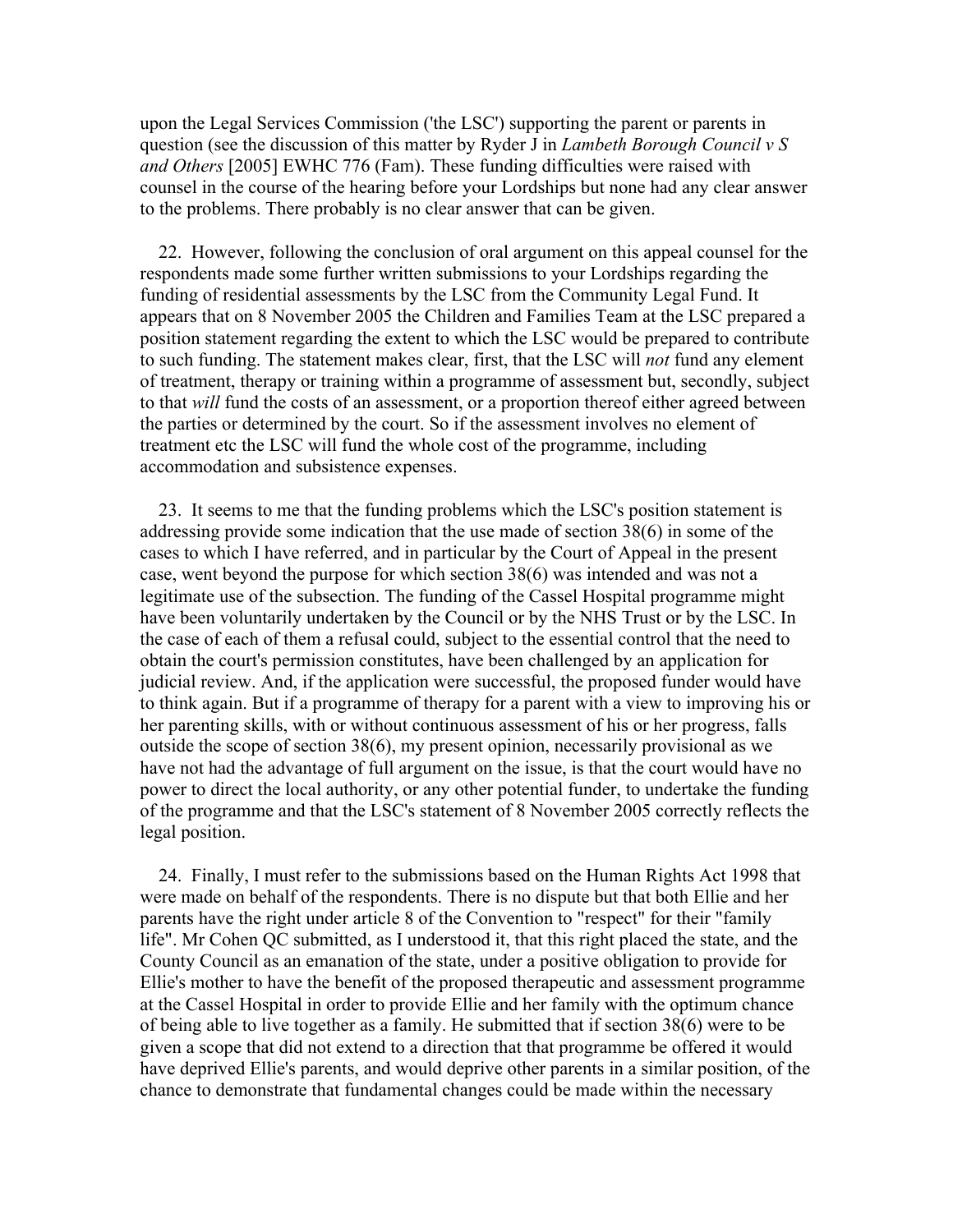upon the Legal Services Commission ('the LSC') supporting the parent or parents in question (see the discussion of this matter by Ryder J in *Lambeth Borough Council v S and Others* [2005] EWHC 776 (Fam). These funding difficulties were raised with counsel in the course of the hearing before your Lordships but none had any clear answer to the problems. There probably is no clear answer that can be given.

22. However, following the conclusion of oral argument on this appeal counsel for the respondents made some further written submissions to your Lordships regarding the funding of residential assessments by the LSC from the Community Legal Fund. It appears that on 8 November 2005 the Children and Families Team at the LSC prepared a position statement regarding the extent to which the LSC would be prepared to contribute to such funding. The statement makes clear, first, that the LSC will *not* fund any element of treatment, therapy or training within a programme of assessment but, secondly, subject to that *will* fund the costs of an assessment, or a proportion thereof either agreed between the parties or determined by the court. So if the assessment involves no element of treatment etc the LSC will fund the whole cost of the programme, including accommodation and subsistence expenses.

23. It seems to me that the funding problems which the LSC's position statement is addressing provide some indication that the use made of section 38(6) in some of the cases to which I have referred, and in particular by the Court of Appeal in the present case, went beyond the purpose for which section 38(6) was intended and was not a legitimate use of the subsection. The funding of the Cassel Hospital programme might have been voluntarily undertaken by the Council or by the NHS Trust or by the LSC. In the case of each of them a refusal could, subject to the essential control that the need to obtain the court's permission constitutes, have been challenged by an application for judicial review. And, if the application were successful, the proposed funder would have to think again. But if a programme of therapy for a parent with a view to improving his or her parenting skills, with or without continuous assessment of his or her progress, falls outside the scope of section 38(6), my present opinion, necessarily provisional as we have not had the advantage of full argument on the issue, is that the court would have no power to direct the local authority, or any other potential funder, to undertake the funding of the programme and that the LSC's statement of 8 November 2005 correctly reflects the legal position.

24. Finally, I must refer to the submissions based on the Human Rights Act 1998 that were made on behalf of the respondents. There is no dispute but that both Ellie and her parents have the right under article 8 of the Convention to "respect" for their "family life". Mr Cohen QC submitted, as I understood it, that this right placed the state, and the County Council as an emanation of the state, under a positive obligation to provide for Ellie's mother to have the benefit of the proposed therapeutic and assessment programme at the Cassel Hospital in order to provide Ellie and her family with the optimum chance of being able to live together as a family. He submitted that if section 38(6) were to be given a scope that did not extend to a direction that that programme be offered it would have deprived Ellie's parents, and would deprive other parents in a similar position, of the chance to demonstrate that fundamental changes could be made within the necessary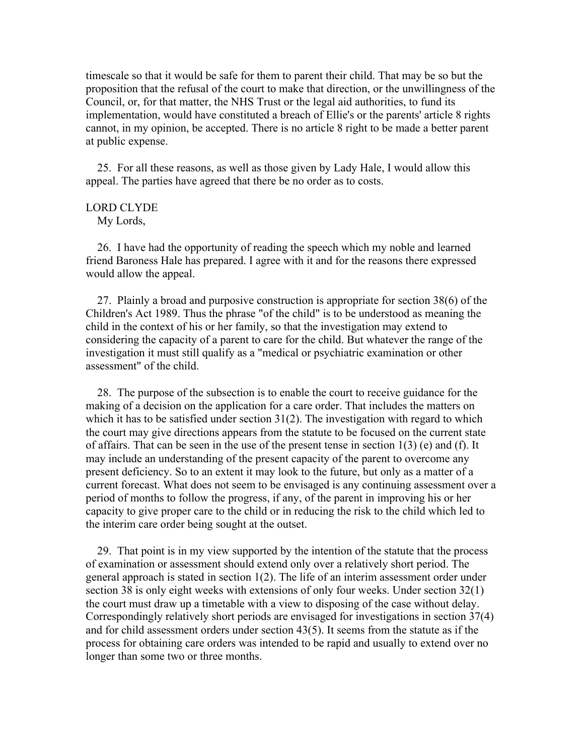timescale so that it would be safe for them to parent their child. That may be so but the proposition that the refusal of the court to make that direction, or the unwillingness of the Council, or, for that matter, the NHS Trust or the legal aid authorities, to fund its implementation, would have constituted a breach of Ellie's or the parents' article 8 rights cannot, in my opinion, be accepted. There is no article 8 right to be made a better parent at public expense.

25. For all these reasons, as well as those given by Lady Hale, I would allow this appeal. The parties have agreed that there be no order as to costs.

LORD CLYDE

My Lords,

26. I have had the opportunity of reading the speech which my noble and learned friend Baroness Hale has prepared. I agree with it and for the reasons there expressed would allow the appeal.

27. Plainly a broad and purposive construction is appropriate for section 38(6) of the Children's Act 1989. Thus the phrase "of the child" is to be understood as meaning the child in the context of his or her family, so that the investigation may extend to considering the capacity of a parent to care for the child. But whatever the range of the investigation it must still qualify as a "medical or psychiatric examination or other assessment" of the child.

28. The purpose of the subsection is to enable the court to receive guidance for the making of a decision on the application for a care order. That includes the matters on which it has to be satisfied under section 31(2). The investigation with regard to which the court may give directions appears from the statute to be focused on the current state of affairs. That can be seen in the use of the present tense in section 1(3) (e) and (f). It may include an understanding of the present capacity of the parent to overcome any present deficiency. So to an extent it may look to the future, but only as a matter of a current forecast. What does not seem to be envisaged is any continuing assessment over a period of months to follow the progress, if any, of the parent in improving his or her capacity to give proper care to the child or in reducing the risk to the child which led to the interim care order being sought at the outset.

29. That point is in my view supported by the intention of the statute that the process of examination or assessment should extend only over a relatively short period. The general approach is stated in section 1(2). The life of an interim assessment order under section 38 is only eight weeks with extensions of only four weeks. Under section 32(1) the court must draw up a timetable with a view to disposing of the case without delay. Correspondingly relatively short periods are envisaged for investigations in section 37(4) and for child assessment orders under section 43(5). It seems from the statute as if the process for obtaining care orders was intended to be rapid and usually to extend over no longer than some two or three months.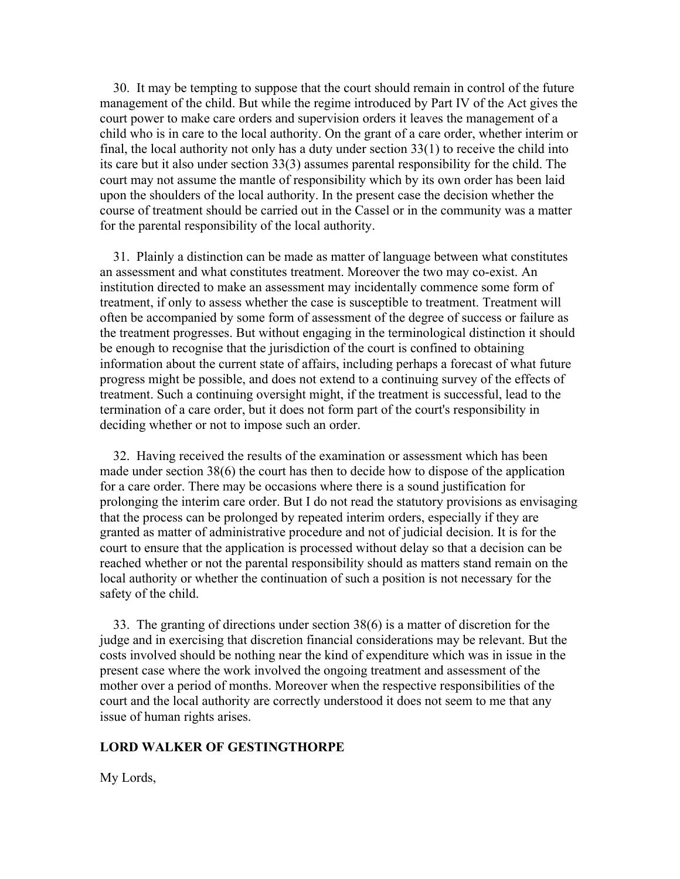30. It may be tempting to suppose that the court should remain in control of the future management of the child. But while the regime introduced by Part IV of the Act gives the court power to make care orders and supervision orders it leaves the management of a child who is in care to the local authority. On the grant of a care order, whether interim or final, the local authority not only has a duty under section 33(1) to receive the child into its care but it also under section 33(3) assumes parental responsibility for the child. The court may not assume the mantle of responsibility which by its own order has been laid upon the shoulders of the local authority. In the present case the decision whether the course of treatment should be carried out in the Cassel or in the community was a matter for the parental responsibility of the local authority.

31. Plainly a distinction can be made as matter of language between what constitutes an assessment and what constitutes treatment. Moreover the two may co-exist. An institution directed to make an assessment may incidentally commence some form of treatment, if only to assess whether the case is susceptible to treatment. Treatment will often be accompanied by some form of assessment of the degree of success or failure as the treatment progresses. But without engaging in the terminological distinction it should be enough to recognise that the jurisdiction of the court is confined to obtaining information about the current state of affairs, including perhaps a forecast of what future progress might be possible, and does not extend to a continuing survey of the effects of treatment. Such a continuing oversight might, if the treatment is successful, lead to the termination of a care order, but it does not form part of the court's responsibility in deciding whether or not to impose such an order.

32. Having received the results of the examination or assessment which has been made under section 38(6) the court has then to decide how to dispose of the application for a care order. There may be occasions where there is a sound justification for prolonging the interim care order. But I do not read the statutory provisions as envisaging that the process can be prolonged by repeated interim orders, especially if they are granted as matter of administrative procedure and not of judicial decision. It is for the court to ensure that the application is processed without delay so that a decision can be reached whether or not the parental responsibility should as matters stand remain on the local authority or whether the continuation of such a position is not necessary for the safety of the child.

33. The granting of directions under section 38(6) is a matter of discretion for the judge and in exercising that discretion financial considerations may be relevant. But the costs involved should be nothing near the kind of expenditure which was in issue in the present case where the work involved the ongoing treatment and assessment of the mother over a period of months. Moreover when the respective responsibilities of the court and the local authority are correctly understood it does not seem to me that any issue of human rights arises.

**LORD WALKER OF GESTINGTHORPE**

My Lords,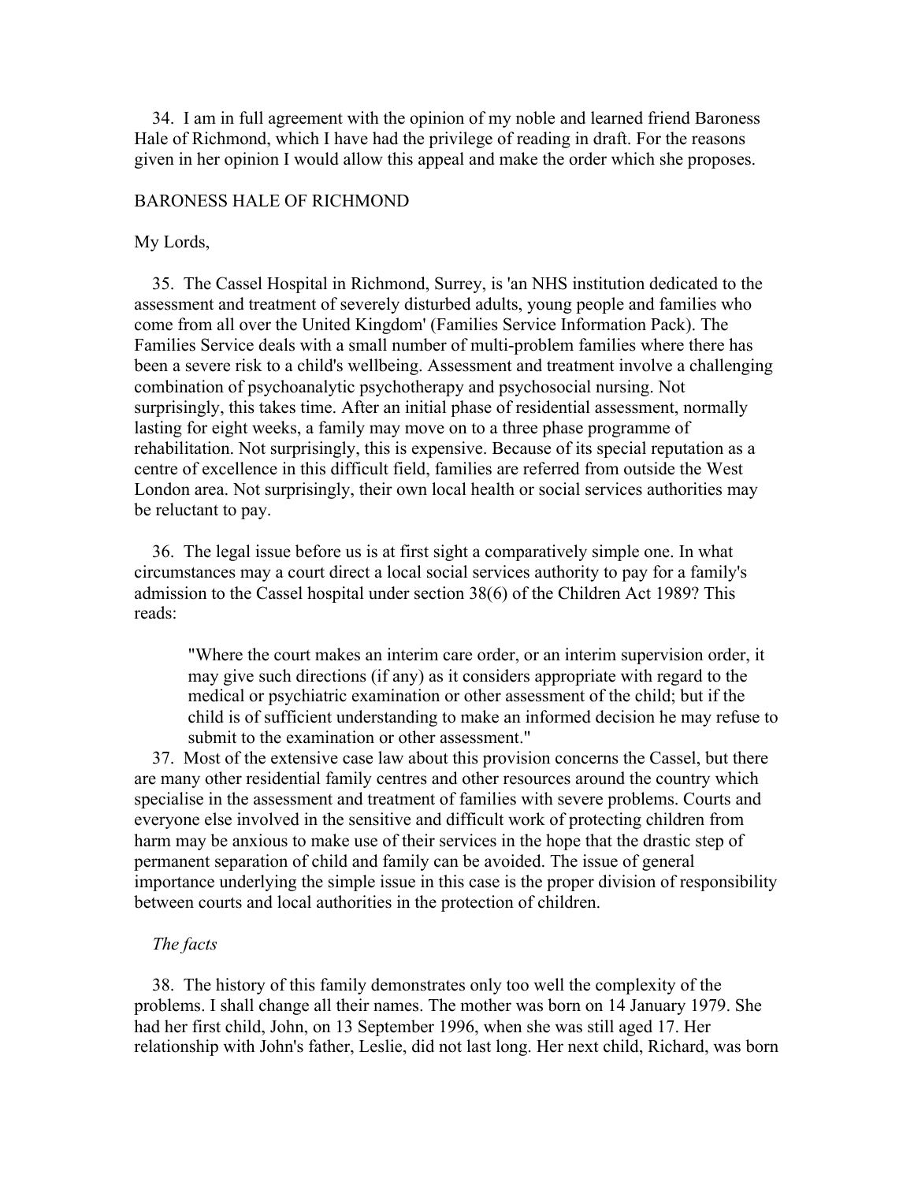34. I am in full agreement with the opinion of my noble and learned friend Baroness Hale of Richmond, which I have had the privilege of reading in draft. For the reasons given in her opinion I would allow this appeal and make the order which she proposes.

BARONESS HALE OF RICHMOND

My Lords,

35. The Cassel Hospital in Richmond, Surrey, is 'an NHS institution dedicated to the assessment and treatment of severely disturbed adults, young people and families who come from all over the United Kingdom' (Families Service Information Pack). The Families Service deals with a small number of multi-problem families where there has been a severe risk to a child's wellbeing. Assessment and treatment involve a challenging combination of psychoanalytic psychotherapy and psychosocial nursing. Not surprisingly, this takes time. After an initial phase of residential assessment, normally lasting for eight weeks, a family may move on to a three phase programme of rehabilitation. Not surprisingly, this is expensive. Because of its special reputation as a centre of excellence in this difficult field, families are referred from outside the West London area. Not surprisingly, their own local health or social services authorities may be reluctant to pay.

36. The legal issue before us is at first sight a comparatively simple one. In what circumstances may a court direct a local social services authority to pay for a family's admission to the Cassel hospital under section 38(6) of the Children Act 1989? This reads:

> "Where the court makes an interim care order, or an interim supervision order, it may give such directions (if any) as it considers appropriate with regard to the medical or psychiatric examination or other assessment of the child; but if the child is of sufficient understanding to make an informed decision he may refuse to submit to the examination or other assessment."

37. Most of the extensive case law about this provision concerns the Cassel, but there are many other residential family centres and other resources around the country which specialise in the assessment and treatment of families with severe problems. Courts and everyone else involved in the sensitive and difficult work of protecting children from harm may be anxious to make use of their services in the hope that the drastic step of permanent separation of child and family can be avoided. The issue of general importance underlying the simple issue in this case is the proper division of responsibility between courts and local authorities in the protection of children.

*The facts*

38. The history of this family demonstrates only too well the complexity of the problems. I shall change all their names. The mother was born on 14 January 1979. She had her first child, John, on 13 September 1996, when she was still aged 17. Her relationship with John's father, Leslie, did not last long. Her next child, Richard, was born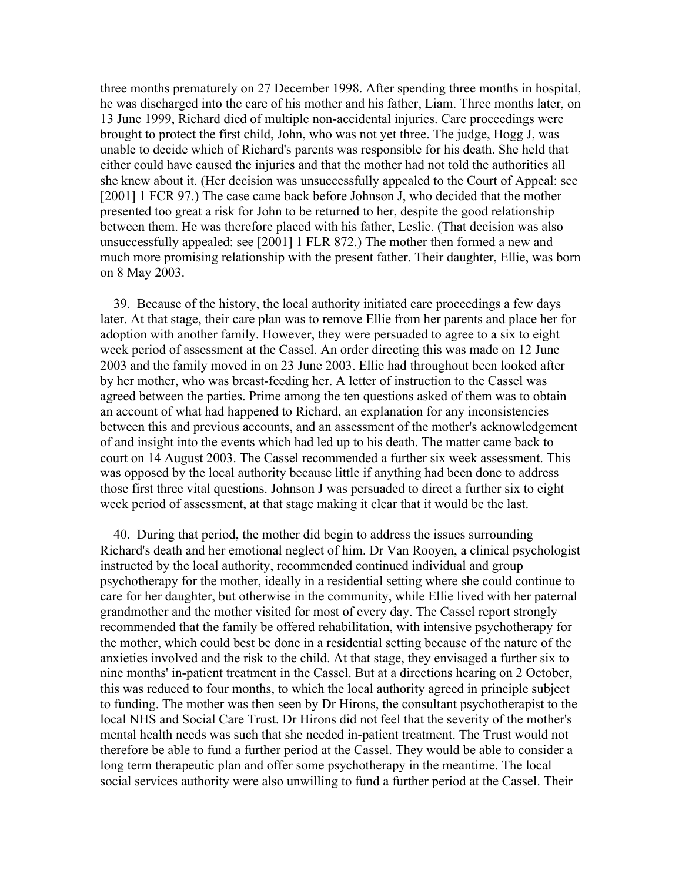three months prematurely on 27 December 1998. After spending three months in hospital, he was discharged into the care of his mother and his father, Liam. Three months later, on 13 June 1999, Richard died of multiple non-accidental injuries. Care proceedings were brought to protect the first child, John, who was not yet three. The judge, Hogg J, was unable to decide which of Richard's parents was responsible for his death. She held that either could have caused the injuries and that the mother had not told the authorities all she knew about it. (Her decision was unsuccessfully appealed to the Court of Appeal: see [2001] 1 FCR 97.) The case came back before Johnson J, who decided that the mother presented too great a risk for John to be returned to her, despite the good relationship between them. He was therefore placed with his father, Leslie. (That decision was also unsuccessfully appealed: see [2001] 1 FLR 872.) The mother then formed a new and much more promising relationship with the present father. Their daughter, Ellie, was born on 8 May 2003.

39. Because of the history, the local authority initiated care proceedings a few days later. At that stage, their care plan was to remove Ellie from her parents and place her for adoption with another family. However, they were persuaded to agree to a six to eight week period of assessment at the Cassel. An order directing this was made on 12 June 2003 and the family moved in on 23 June 2003. Ellie had throughout been looked after by her mother, who was breast-feeding her. A letter of instruction to the Cassel was agreed between the parties. Prime among the ten questions asked of them was to obtain an account of what had happened to Richard, an explanation for any inconsistencies between this and previous accounts, and an assessment of the mother's acknowledgement of and insight into the events which had led up to his death. The matter came back to court on 14 August 2003. The Cassel recommended a further six week assessment. This was opposed by the local authority because little if anything had been done to address those first three vital questions. Johnson J was persuaded to direct a further six to eight week period of assessment, at that stage making it clear that it would be the last.

40. During that period, the mother did begin to address the issues surrounding Richard's death and her emotional neglect of him. Dr Van Rooyen, a clinical psychologist instructed by the local authority, recommended continued individual and group psychotherapy for the mother, ideally in a residential setting where she could continue to care for her daughter, but otherwise in the community, while Ellie lived with her paternal grandmother and the mother visited for most of every day. The Cassel report strongly recommended that the family be offered rehabilitation, with intensive psychotherapy for the mother, which could best be done in a residential setting because of the nature of the anxieties involved and the risk to the child. At that stage, they envisaged a further six to nine months' in-patient treatment in the Cassel. But at a directions hearing on 2 October, this was reduced to four months, to which the local authority agreed in principle subject to funding. The mother was then seen by Dr Hirons, the consultant psychotherapist to the local NHS and Social Care Trust. Dr Hirons did not feel that the severity of the mother's mental health needs was such that she needed in-patient treatment. The Trust would not therefore be able to fund a further period at the Cassel. They would be able to consider a long term therapeutic plan and offer some psychotherapy in the meantime. The local social services authority were also unwilling to fund a further period at the Cassel. Their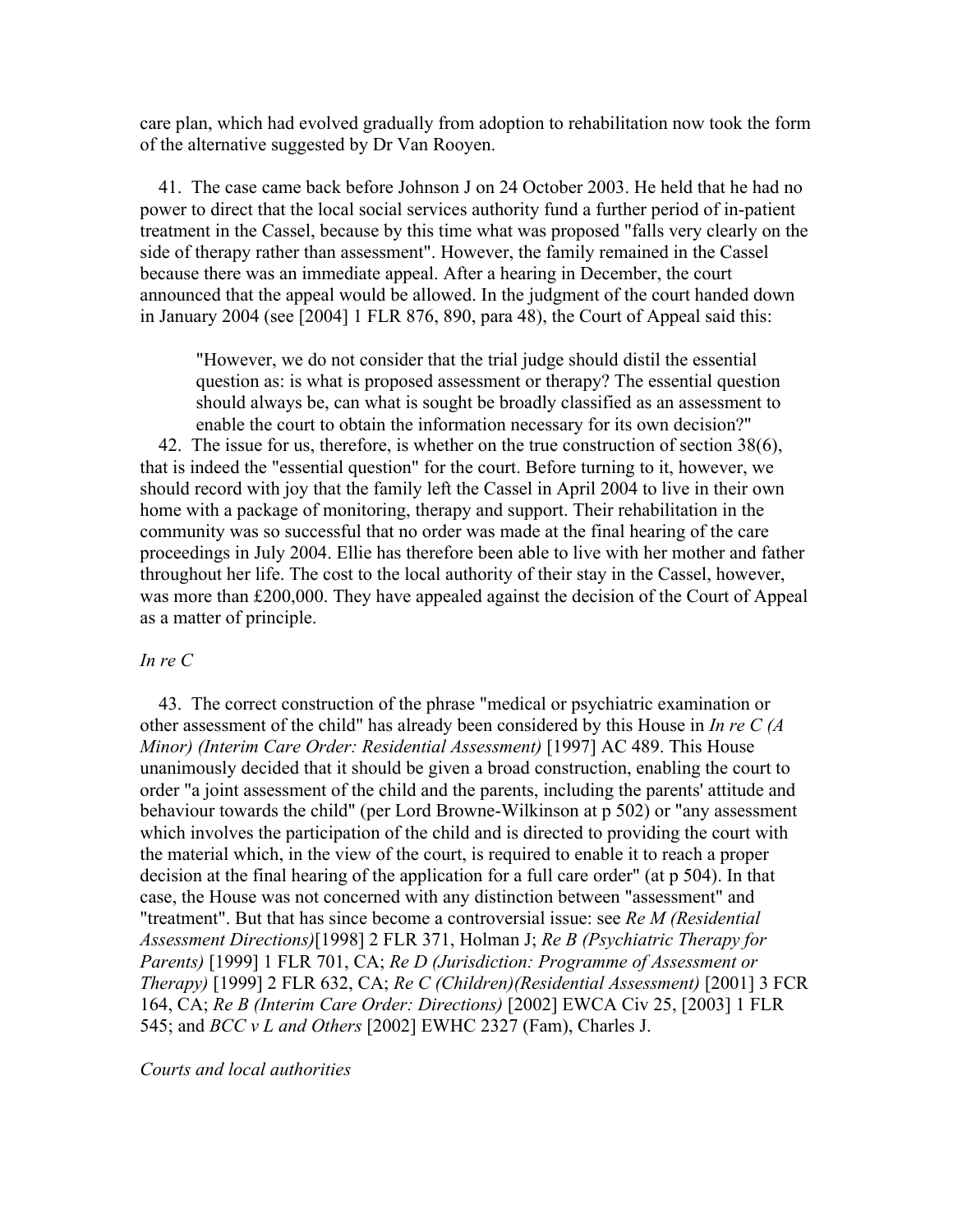care plan, which had evolved gradually from adoption to rehabilitation now took the form of the alternative suggested by Dr Van Rooyen.

41. The case came back before Johnson J on 24 October 2003. He held that he had no power to direct that the local social services authority fund a further period of in-patient treatment in the Cassel, because by this time what was proposed "falls very clearly on the side of therapy rather than assessment". However, the family remained in the Cassel because there was an immediate appeal. After a hearing in December, the court announced that the appeal would be allowed. In the judgment of the court handed down in January 2004 (see [2004] 1 FLR 876, 890, para 48), the Court of Appeal said this:

> "However, we do not consider that the trial judge should distil the essential question as: is what is proposed assessment or therapy? The essential question should always be, can what is sought be broadly classified as an assessment to enable the court to obtain the information necessary for its own decision?"

42. The issue for us, therefore, is whether on the true construction of section 38(6), that is indeed the "essential question" for the court. Before turning to it, however, we should record with joy that the family left the Cassel in April 2004 to live in their own home with a package of monitoring, therapy and support. Their rehabilitation in the community was so successful that no order was made at the final hearing of the care proceedings in July 2004. Ellie has therefore been able to live with her mother and father throughout her life. The cost to the local authority of their stay in the Cassel, however, was more than £200,000. They have appealed against the decision of the Court of Appeal as a matter of principle.

*In re C*

43. The correct construction of the phrase "medical or psychiatric examination or other assessment of the child" has already been considered by this House in *In re C (A Minor) (Interim Care Order: Residential Assessment)* [1997] AC 489. This House unanimously decided that it should be given a broad construction, enabling the court to order "a joint assessment of the child and the parents, including the parents' attitude and behaviour towards the child" (per Lord Browne-Wilkinson at p 502) or "any assessment which involves the participation of the child and is directed to providing the court with the material which, in the view of the court, is required to enable it to reach a proper decision at the final hearing of the application for a full care order" (at p 504). In that case, the House was not concerned with any distinction between "assessment" and "treatment". But that has since become a controversial issue: see *Re M (Residential Assessment Directions)*[1998] 2 FLR 371, Holman J; *Re B (Psychiatric Therapy for Parents)* [1999] 1 FLR 701, CA; *Re D (Jurisdiction: Programme of Assessment or Therapy)* [1999] 2 FLR 632, CA; *Re C (Children)(Residential Assessment)* [2001] 3 FCR 164, CA; *Re B (Interim Care Order: Directions)* [2002] EWCA Civ 25, [2003] 1 FLR 545; and *BCC v L and Others* [2002] EWHC 2327 (Fam), Charles J.

*Courts and local authorities*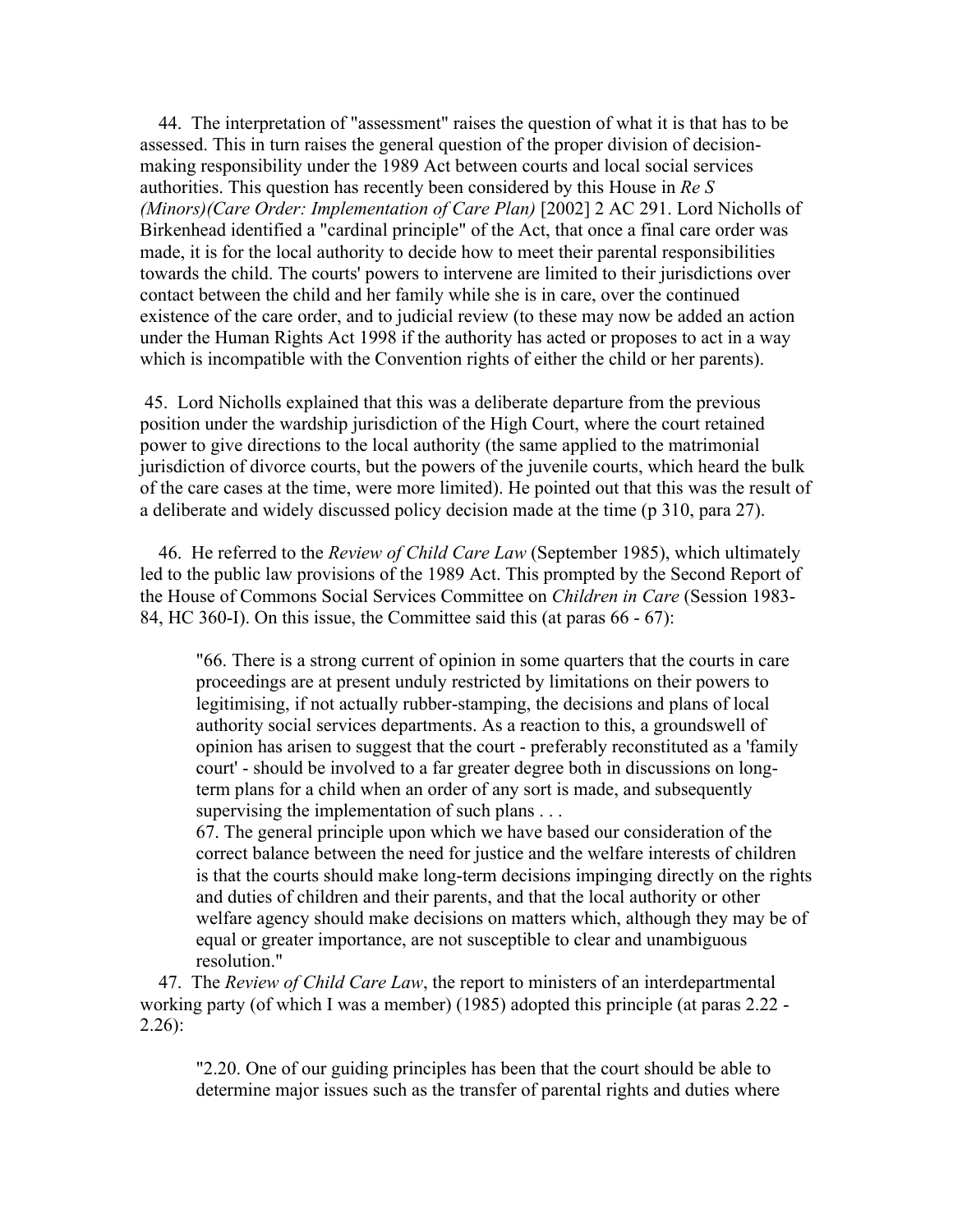44. The interpretation of "assessment" raises the question of what it is that has to be assessed. This in turn raises the general question of the proper division of decision-making responsibility under the 1989 Act between courts and local social services authorities. This question has recently been considered by this House in *Re S (Minors)(Care Order: Implementation of Care Plan)* [2002] 2 AC 291. Lord Nicholls of Birkenhead identified a "cardinal principle" of the Act, that once a final care order was made, it is for the local authority to decide how to meet their parental responsibilities towards the child. The courts' powers to intervene are limited to their jurisdictions over contact between the child and her family while she is in care, over the continued existence of the care order, and to judicial review (to these may now be added an action under the Human Rights Act 1998 if the authority has acted or proposes to act in a way which is incompatible with the Convention rights of either the child or her parents).

45. Lord Nicholls explained that this was a deliberate departure from the previous position under the wardship jurisdiction of the High Court, where the court retained power to give directions to the local authority (the same applied to the matrimonial jurisdiction of divorce courts, but the powers of the juvenile courts, which heard the bulk of the care cases at the time, were more limited). He pointed out that this was the result of a deliberate and widely discussed policy decision made at the time (p 310, para 27).

46. He referred to the *Review of Child Care Law* (September 1985), which ultimately led to the public law provisions of the 1989 Act. This prompted by the Second Report of the House of Commons Social Services Committee on *Children in Care* (Session 1983-84, HC 360-I). On this issue, the Committee said this (at paras 66 - 67):

> "66. There is a strong current of opinion in some quarters that the courts in care proceedings are at present unduly restricted by limitations on their powers to legitimising, if not actually rubber-stamping, the decisions and plans of local authority social services departments. As a reaction to this, a groundswell of opinion has arisen to suggest that the court - preferably reconstituted as a 'family court' - should be involved to a far greater degree both in discussions on long-term plans for a child when an order of any sort is made, and subsequently supervising the implementation of such plans . . .
> 67. The general principle upon which we have based our consideration of the correct balance between the need for justice and the welfare interests of children is that the courts should make long-term decisions impinging directly on the rights and duties of children and their parents, and that the local authority or other welfare agency should make decisions on matters which, although they may be of equal or greater importance, are not susceptible to clear and unambiguous resolution."

47. The *Review of Child Care Law*, the report to ministers of an interdepartmental working party (of which I was a member) (1985) adopted this principle (at paras 2.22 - 2.26):

> "2.20. One of our guiding principles has been that the court should be able to determine major issues such as the transfer of parental rights and duties where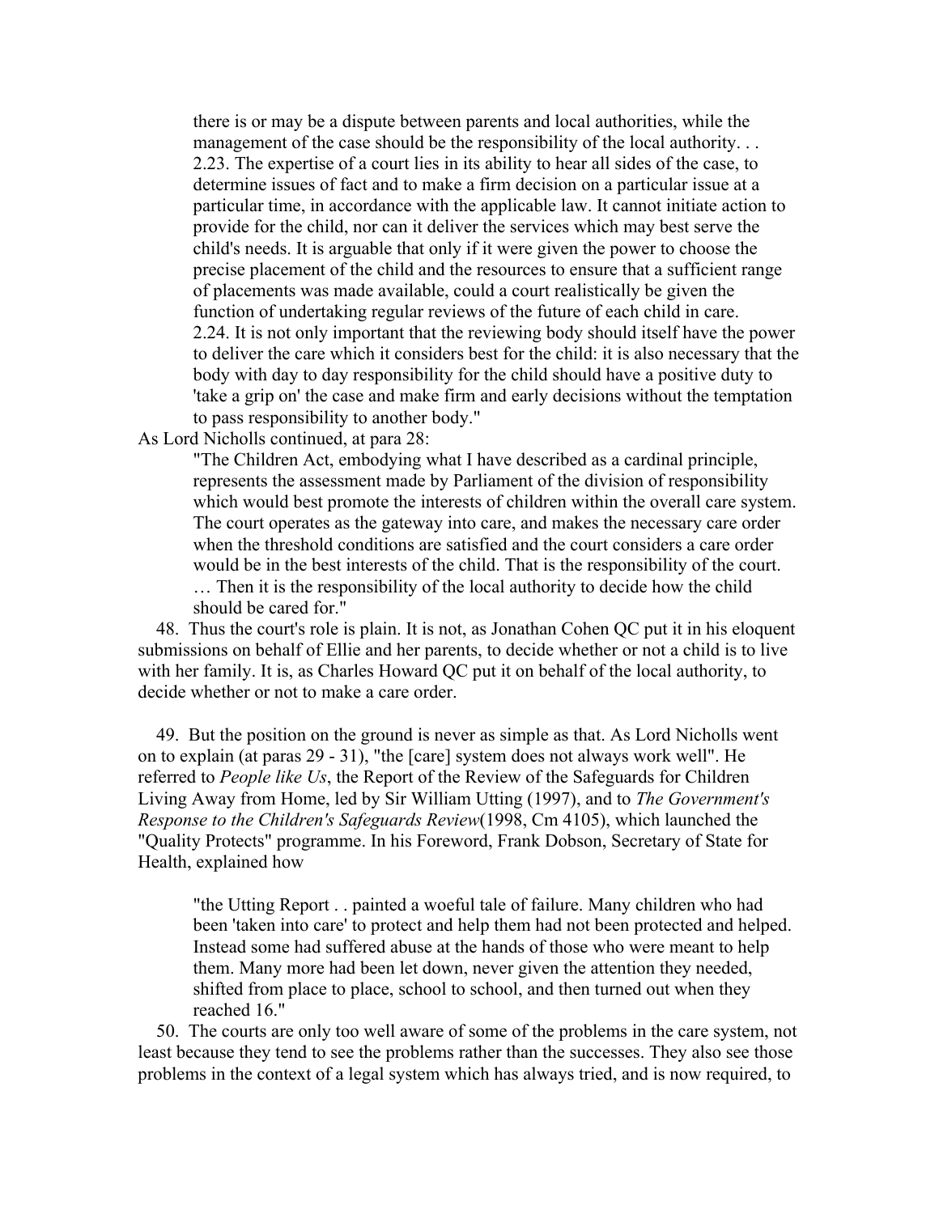> there is or may be a dispute between parents and local authorities, while the management of the case should be the responsibility of the local authority. . .
> 2.23. The expertise of a court lies in its ability to hear all sides of the case, to determine issues of fact and to make a firm decision on a particular issue at a particular time, in accordance with the applicable law. It cannot initiate action to provide for the child, nor can it deliver the services which may best serve the child's needs. It is arguable that only if it were given the power to choose the precise placement of the child and the resources to ensure that a sufficient range of placements was made available, could a court realistically be given the function of undertaking regular reviews of the future of each child in care.
> 2.24. It is not only important that the reviewing body should itself have the power to deliver the care which it considers best for the child: it is also necessary that the body with day to day responsibility for the child should have a positive duty to 'take a grip on' the case and make firm and early decisions without the temptation to pass responsibility to another body."

As Lord Nicholls continued, at para 28:

> "The Children Act, embodying what I have described as a cardinal principle, represents the assessment made by Parliament of the division of responsibility which would best promote the interests of children within the overall care system. The court operates as the gateway into care, and makes the necessary care order when the threshold conditions are satisfied and the court considers a care order would be in the best interests of the child. That is the responsibility of the court. … Then it is the responsibility of the local authority to decide how the child should be cared for."

48. Thus the court's role is plain. It is not, as Jonathan Cohen QC put it in his eloquent submissions on behalf of Ellie and her parents, to decide whether or not a child is to live with her family. It is, as Charles Howard QC put it on behalf of the local authority, to decide whether or not to make a care order.

49. But the position on the ground is never as simple as that. As Lord Nicholls went on to explain (at paras 29 - 31), "the [care] system does not always work well". He referred to *People like Us*, the Report of the Review of the Safeguards for Children Living Away from Home, led by Sir William Utting (1997), and to *The Government's Response to the Children's Safeguards Review*(1998, Cm 4105), which launched the "Quality Protects" programme. In his Foreword, Frank Dobson, Secretary of State for Health, explained how

> "the Utting Report . . painted a woeful tale of failure. Many children who had been 'taken into care' to protect and help them had not been protected and helped. Instead some had suffered abuse at the hands of those who were meant to help them. Many more had been let down, never given the attention they needed, shifted from place to place, school to school, and then turned out when they reached 16."

50. The courts are only too well aware of some of the problems in the care system, not least because they tend to see the problems rather than the successes. They also see those problems in the context of a legal system which has always tried, and is now required, to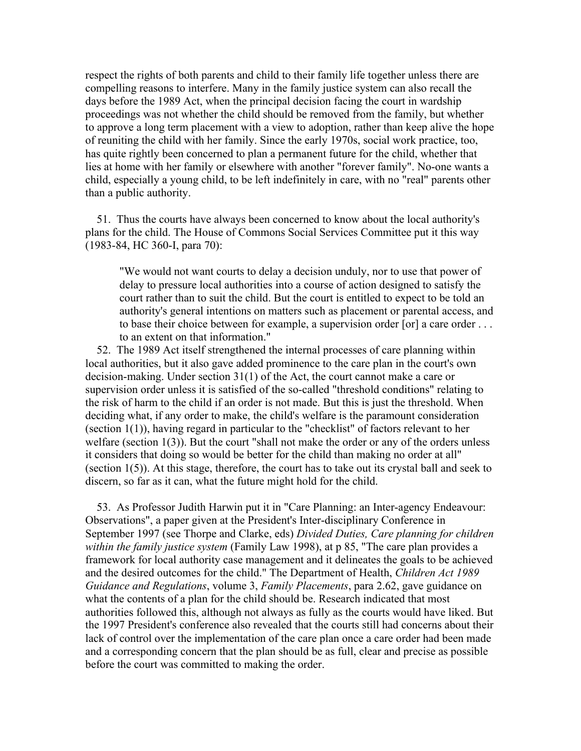respect the rights of both parents and child to their family life together unless there are compelling reasons to interfere. Many in the family justice system can also recall the days before the 1989 Act, when the principal decision facing the court in wardship proceedings was not whether the child should be removed from the family, but whether to approve a long term placement with a view to adoption, rather than keep alive the hope of reuniting the child with her family. Since the early 1970s, social work practice, too, has quite rightly been concerned to plan a permanent future for the child, whether that lies at home with her family or elsewhere with another "forever family". No-one wants a child, especially a young child, to be left indefinitely in care, with no "real" parents other than a public authority.

51. Thus the courts have always been concerned to know about the local authority's plans for the child. The House of Commons Social Services Committee put it this way (1983-84, HC 360-I, para 70):

> "We would not want courts to delay a decision unduly, nor to use that power of delay to pressure local authorities into a course of action designed to satisfy the court rather than to suit the child. But the court is entitled to expect to be told an authority's general intentions on matters such as placement or parental access, and to base their choice between for example, a supervision order [or] a care order . . . to an extent on that information."

52. The 1989 Act itself strengthened the internal processes of care planning within local authorities, but it also gave added prominence to the care plan in the court's own decision-making. Under section 31(1) of the Act, the court cannot make a care or supervision order unless it is satisfied of the so-called "threshold conditions" relating to the risk of harm to the child if an order is not made. But this is just the threshold. When deciding what, if any order to make, the child's welfare is the paramount consideration (section 1(1)), having regard in particular to the "checklist" of factors relevant to her welfare (section 1(3)). But the court "shall not make the order or any of the orders unless it considers that doing so would be better for the child than making no order at all" (section 1(5)). At this stage, therefore, the court has to take out its crystal ball and seek to discern, so far as it can, what the future might hold for the child.

53. As Professor Judith Harwin put it in "Care Planning: an Inter-agency Endeavour: Observations", a paper given at the President's Inter-disciplinary Conference in September 1997 (see Thorpe and Clarke, eds) *Divided Duties, Care planning for children within the family justice system* (Family Law 1998), at p 85, "The care plan provides a framework for local authority case management and it delineates the goals to be achieved and the desired outcomes for the child." The Department of Health, *Children Act 1989 Guidance and Regulations*, volume 3, *Family Placements*, para 2.62, gave guidance on what the contents of a plan for the child should be. Research indicated that most authorities followed this, although not always as fully as the courts would have liked. But the 1997 President's conference also revealed that the courts still had concerns about their lack of control over the implementation of the care plan once a care order had been made and a corresponding concern that the plan should be as full, clear and precise as possible before the court was committed to making the order.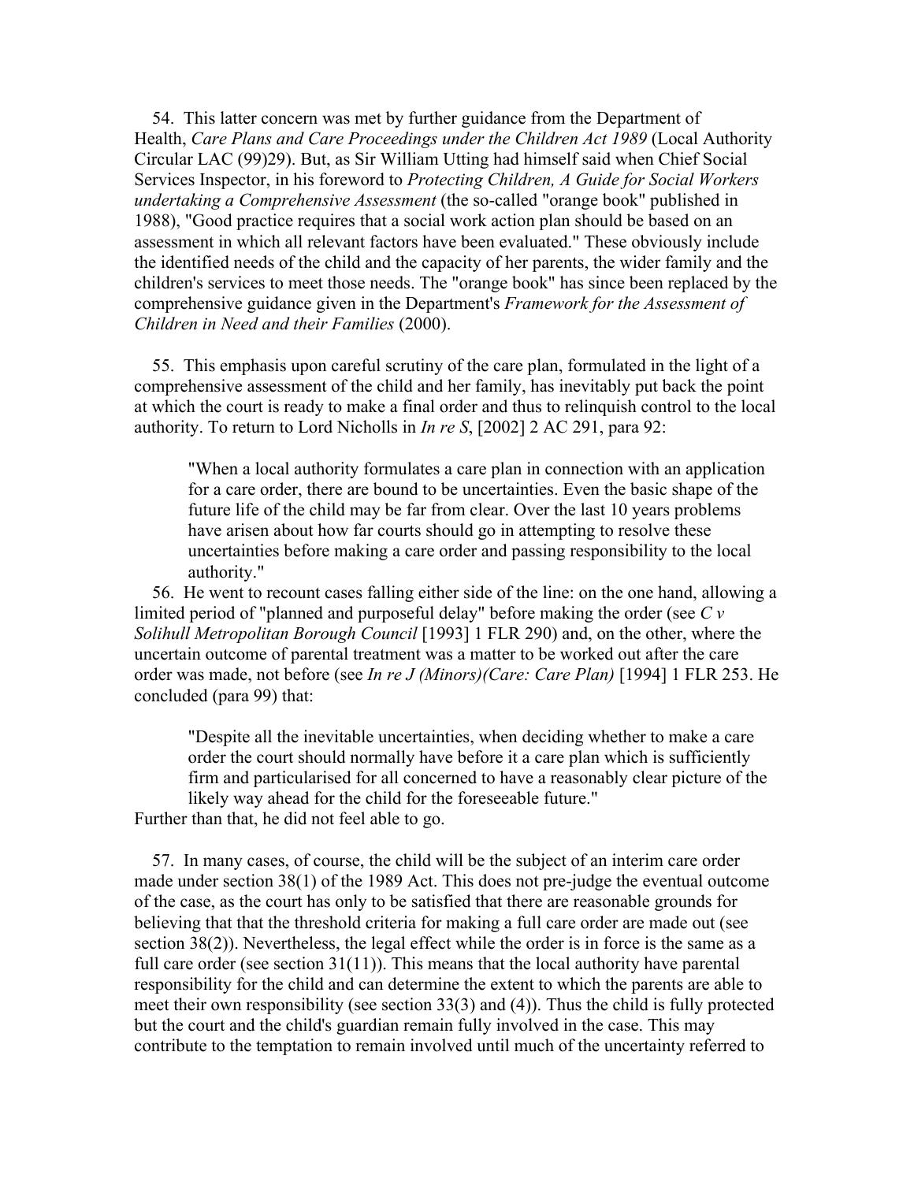54. This latter concern was met by further guidance from the Department of Health, *Care Plans and Care Proceedings under the Children Act 1989* (Local Authority Circular LAC (99)29). But, as Sir William Utting had himself said when Chief Social Services Inspector, in his foreword to *Protecting Children, A Guide for Social Workers undertaking a Comprehensive Assessment* (the so-called "orange book" published in 1988), "Good practice requires that a social work action plan should be based on an assessment in which all relevant factors have been evaluated." These obviously include the identified needs of the child and the capacity of her parents, the wider family and the children's services to meet those needs. The "orange book" has since been replaced by the comprehensive guidance given in the Department's *Framework for the Assessment of Children in Need and their Families* (2000).

55. This emphasis upon careful scrutiny of the care plan, formulated in the light of a comprehensive assessment of the child and her family, has inevitably put back the point at which the court is ready to make a final order and thus to relinquish control to the local authority. To return to Lord Nicholls in *In re S*, [2002] 2 AC 291, para 92:

> "When a local authority formulates a care plan in connection with an application for a care order, there are bound to be uncertainties. Even the basic shape of the future life of the child may be far from clear. Over the last 10 years problems have arisen about how far courts should go in attempting to resolve these uncertainties before making a care order and passing responsibility to the local authority."

56. He went to recount cases falling either side of the line: on the one hand, allowing a limited period of "planned and purposeful delay" before making the order (see *C v Solihull Metropolitan Borough Council* [1993] 1 FLR 290) and, on the other, where the uncertain outcome of parental treatment was a matter to be worked out after the care order was made, not before (see *In re J (Minors)(Care: Care Plan)* [1994] 1 FLR 253. He concluded (para 99) that:

> "Despite all the inevitable uncertainties, when deciding whether to make a care order the court should normally have before it a care plan which is sufficiently firm and particularised for all concerned to have a reasonably clear picture of the likely way ahead for the child for the foreseeable future."

Further than that, he did not feel able to go.

57. In many cases, of course, the child will be the subject of an interim care order made under section 38(1) of the 1989 Act. This does not pre-judge the eventual outcome of the case, as the court has only to be satisfied that there are reasonable grounds for believing that that the threshold criteria for making a full care order are made out (see section 38(2)). Nevertheless, the legal effect while the order is in force is the same as a full care order (see section 31(11)). This means that the local authority have parental responsibility for the child and can determine the extent to which the parents are able to meet their own responsibility (see section 33(3) and (4)). Thus the child is fully protected but the court and the child's guardian remain fully involved in the case. This may contribute to the temptation to remain involved until much of the uncertainty referred to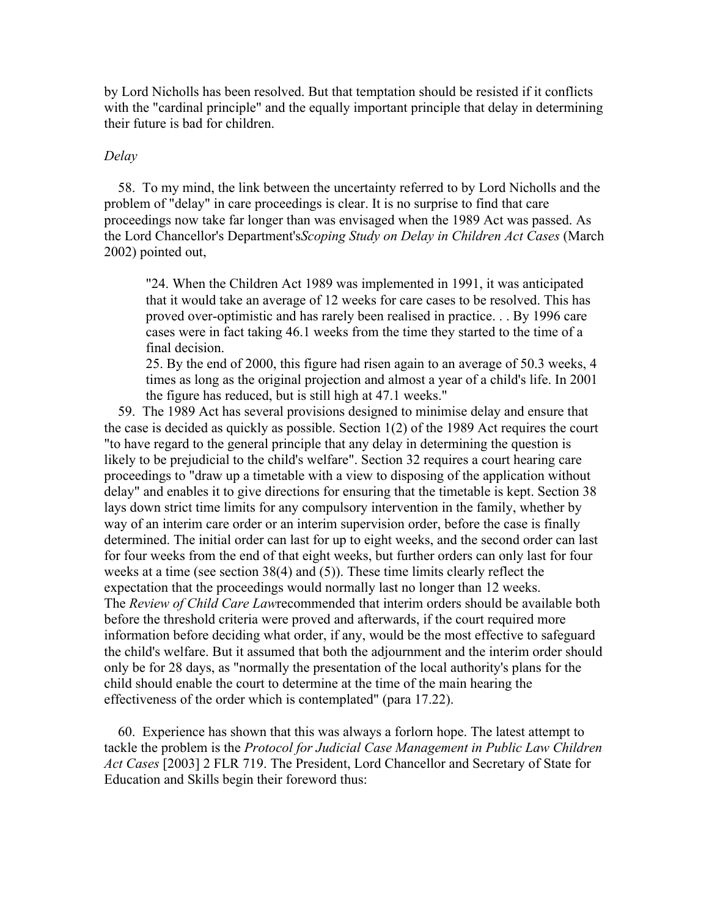by Lord Nicholls has been resolved. But that temptation should be resisted if it conflicts with the "cardinal principle" and the equally important principle that delay in determining their future is bad for children.

*Delay*

58. To my mind, the link between the uncertainty referred to by Lord Nicholls and the problem of "delay" in care proceedings is clear. It is no surprise to find that care proceedings now take far longer than was envisaged when the 1989 Act was passed. As the Lord Chancellor's Department's *Scoping Study on Delay in Children Act Cases* (March 2002) pointed out,

> "24. When the Children Act 1989 was implemented in 1991, it was anticipated that it would take an average of 12 weeks for care cases to be resolved. This has proved over-optimistic and has rarely been realised in practice. . . By 1996 care cases were in fact taking 46.1 weeks from the time they started to the time of a final decision.
> 25. By the end of 2000, this figure had risen again to an average of 50.3 weeks, 4 times as long as the original projection and almost a year of a child's life. In 2001 the figure has reduced, but is still high at 47.1 weeks."

59. The 1989 Act has several provisions designed to minimise delay and ensure that the case is decided as quickly as possible. Section 1(2) of the 1989 Act requires the court "to have regard to the general principle that any delay in determining the question is likely to be prejudicial to the child's welfare". Section 32 requires a court hearing care proceedings to "draw up a timetable with a view to disposing of the application without delay" and enables it to give directions for ensuring that the timetable is kept. Section 38 lays down strict time limits for any compulsory intervention in the family, whether by way of an interim care order or an interim supervision order, before the case is finally determined. The initial order can last for up to eight weeks, and the second order can last for four weeks from the end of that eight weeks, but further orders can only last for four weeks at a time (see section 38(4) and (5)). These time limits clearly reflect the expectation that the proceedings would normally last no longer than 12 weeks. The *Review of Child Care Law* recommended that interim orders should be available both before the threshold criteria were proved and afterwards, if the court required more information before deciding what order, if any, would be the most effective to safeguard the child's welfare. But it assumed that both the adjournment and the interim order should only be for 28 days, as "normally the presentation of the local authority's plans for the child should enable the court to determine at the time of the main hearing the effectiveness of the order which is contemplated" (para 17.22).

60. Experience has shown that this was always a forlorn hope. The latest attempt to tackle the problem is the *Protocol for Judicial Case Management in Public Law Children Act Cases* [2003] 2 FLR 719. The President, Lord Chancellor and Secretary of State for Education and Skills begin their foreword thus: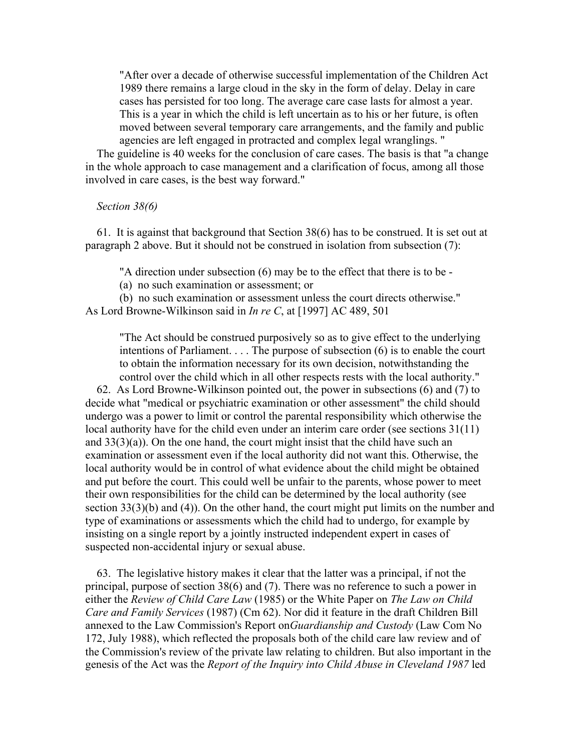> "After over a decade of otherwise successful implementation of the Children Act 1989 there remains a large cloud in the sky in the form of delay. Delay in care cases has persisted for too long. The average care case lasts for almost a year. This is a year in which the child is left uncertain as to his or her future, is often moved between several temporary care arrangements, and the family and public agencies are left engaged in protracted and complex legal wranglings. "

The guideline is 40 weeks for the conclusion of care cases. The basis is that "a change in the whole approach to case management and a clarification of focus, among all those involved in care cases, is the best way forward."

*Section 38(6)*

61. It is against that background that Section 38(6) has to be construed. It is set out at paragraph 2 above. But it should not be construed in isolation from subsection (7):

> "A direction under subsection (6) may be to the effect that there is to be -
> (a) no such examination or assessment; or
> (b) no such examination or assessment unless the court directs otherwise."

As Lord Browne-Wilkinson said in *In re C*, at [1997] AC 489, 501

> "The Act should be construed purposively so as to give effect to the underlying intentions of Parliament. . . . The purpose of subsection (6) is to enable the court to obtain the information necessary for its own decision, notwithstanding the control over the child which in all other respects rests with the local authority."

62. As Lord Browne-Wilkinson pointed out, the power in subsections (6) and (7) to decide what "medical or psychiatric examination or other assessment" the child should undergo was a power to limit or control the parental responsibility which otherwise the local authority have for the child even under an interim care order (see sections 31(11) and 33(3)(a)). On the one hand, the court might insist that the child have such an examination or assessment even if the local authority did not want this. Otherwise, the local authority would be in control of what evidence about the child might be obtained and put before the court. This could well be unfair to the parents, whose power to meet their own responsibilities for the child can be determined by the local authority (see section 33(3)(b) and (4)). On the other hand, the court might put limits on the number and type of examinations or assessments which the child had to undergo, for example by insisting on a single report by a jointly instructed independent expert in cases of suspected non-accidental injury or sexual abuse.

63. The legislative history makes it clear that the latter was a principal, if not the principal, purpose of section 38(6) and (7). There was no reference to such a power in either the *Review of Child Care Law* (1985) or the White Paper on *The Law on Child Care and Family Services* (1987) (Cm 62). Nor did it feature in the draft Children Bill annexed to the Law Commission's Report on*Guardianship and Custody* (Law Com No 172, July 1988), which reflected the proposals both of the child care law review and of the Commission's review of the private law relating to children. But also important in the genesis of the Act was the *Report of the Inquiry into Child Abuse in Cleveland 1987* led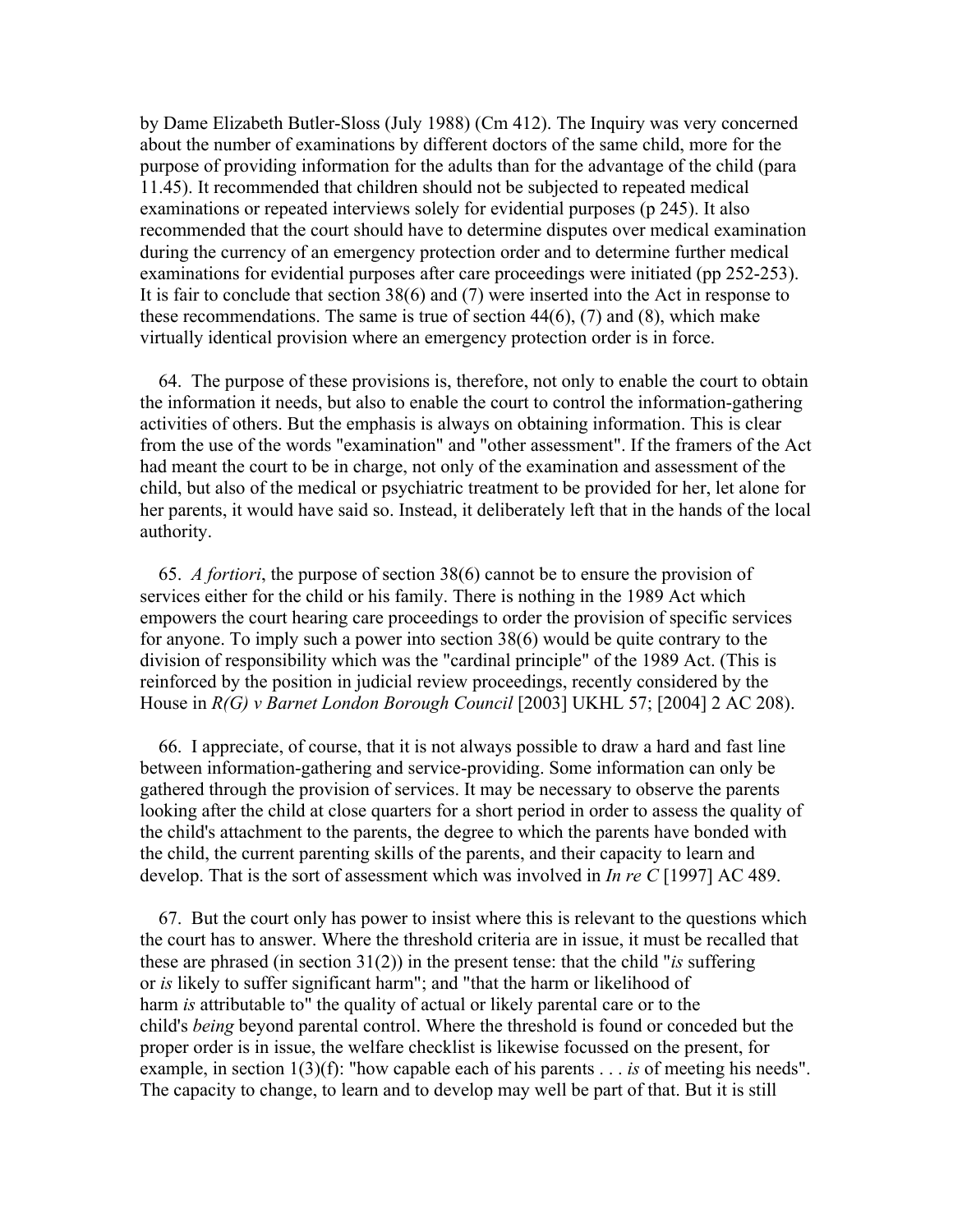by Dame Elizabeth Butler-Sloss (July 1988) (Cm 412). The Inquiry was very concerned about the number of examinations by different doctors of the same child, more for the purpose of providing information for the adults than for the advantage of the child (para 11.45). It recommended that children should not be subjected to repeated medical examinations or repeated interviews solely for evidential purposes (p 245). It also recommended that the court should have to determine disputes over medical examination during the currency of an emergency protection order and to determine further medical examinations for evidential purposes after care proceedings were initiated (pp 252-253). It is fair to conclude that section 38(6) and (7) were inserted into the Act in response to these recommendations. The same is true of section 44(6), (7) and (8), which make virtually identical provision where an emergency protection order is in force.

64. The purpose of these provisions is, therefore, not only to enable the court to obtain the information it needs, but also to enable the court to control the information-gathering activities of others. But the emphasis is always on obtaining information. This is clear from the use of the words "examination" and "other assessment". If the framers of the Act had meant the court to be in charge, not only of the examination and assessment of the child, but also of the medical or psychiatric treatment to be provided for her, let alone for her parents, it would have said so. Instead, it deliberately left that in the hands of the local authority.

65. *A fortiori*, the purpose of section 38(6) cannot be to ensure the provision of services either for the child or his family. There is nothing in the 1989 Act which empowers the court hearing care proceedings to order the provision of specific services for anyone. To imply such a power into section 38(6) would be quite contrary to the division of responsibility which was the "cardinal principle" of the 1989 Act. (This is reinforced by the position in judicial review proceedings, recently considered by the House in *R(G) v Barnet London Borough Council* [2003] UKHL 57; [2004] 2 AC 208).

66. I appreciate, of course, that it is not always possible to draw a hard and fast line between information-gathering and service-providing. Some information can only be gathered through the provision of services. It may be necessary to observe the parents looking after the child at close quarters for a short period in order to assess the quality of the child's attachment to the parents, the degree to which the parents have bonded with the child, the current parenting skills of the parents, and their capacity to learn and develop. That is the sort of assessment which was involved in *In re C* [1997] AC 489.

67. But the court only has power to insist where this is relevant to the questions which the court has to answer. Where the threshold criteria are in issue, it must be recalled that these are phrased (in section 31(2)) in the present tense: that the child "*is* suffering or *is* likely to suffer significant harm"; and "that the harm or likelihood of harm *is* attributable to" the quality of actual or likely parental care or to the child's *being* beyond parental control. Where the threshold is found or conceded but the proper order is in issue, the welfare checklist is likewise focussed on the present, for example, in section 1(3)(f): "how capable each of his parents . . . *is* of meeting his needs". The capacity to change, to learn and to develop may well be part of that. But it is still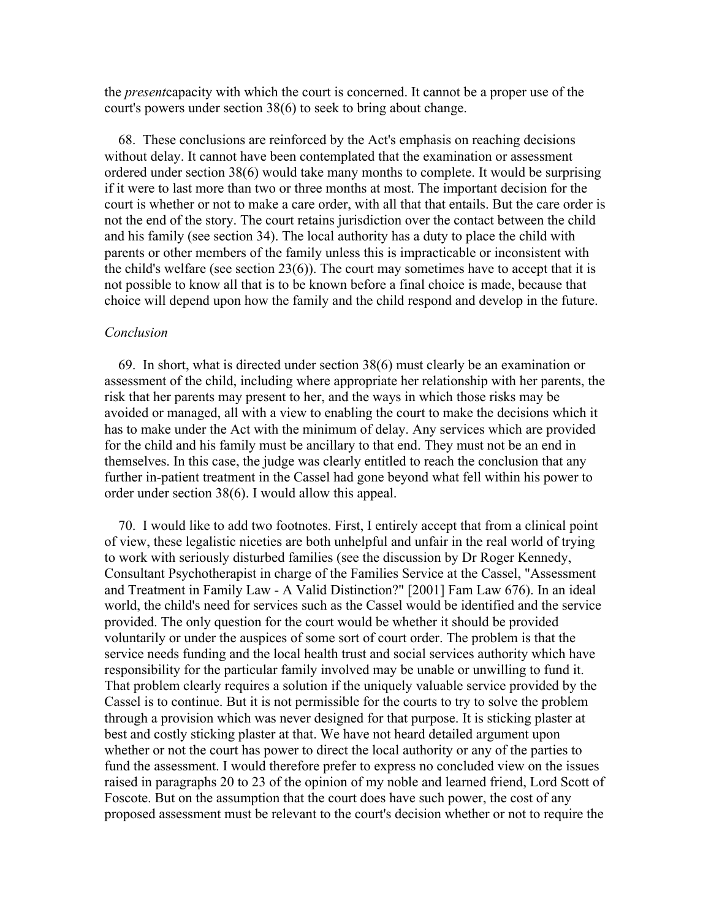the *present*capacity with which the court is concerned. It cannot be a proper use of the court's powers under section 38(6) to seek to bring about change.

68. These conclusions are reinforced by the Act's emphasis on reaching decisions without delay. It cannot have been contemplated that the examination or assessment ordered under section 38(6) would take many months to complete. It would be surprising if it were to last more than two or three months at most. The important decision for the court is whether or not to make a care order, with all that that entails. But the care order is not the end of the story. The court retains jurisdiction over the contact between the child and his family (see section 34). The local authority has a duty to place the child with parents or other members of the family unless this is impracticable or inconsistent with the child's welfare (see section 23(6)). The court may sometimes have to accept that it is not possible to know all that is to be known before a final choice is made, because that choice will depend upon how the family and the child respond and develop in the future.

*Conclusion*

69. In short, what is directed under section 38(6) must clearly be an examination or assessment of the child, including where appropriate her relationship with her parents, the risk that her parents may present to her, and the ways in which those risks may be avoided or managed, all with a view to enabling the court to make the decisions which it has to make under the Act with the minimum of delay. Any services which are provided for the child and his family must be ancillary to that end. They must not be an end in themselves. In this case, the judge was clearly entitled to reach the conclusion that any further in-patient treatment in the Cassel had gone beyond what fell within his power to order under section 38(6). I would allow this appeal.

70. I would like to add two footnotes. First, I entirely accept that from a clinical point of view, these legalistic niceties are both unhelpful and unfair in the real world of trying to work with seriously disturbed families (see the discussion by Dr Roger Kennedy, Consultant Psychotherapist in charge of the Families Service at the Cassel, "Assessment and Treatment in Family Law - A Valid Distinction?" [2001] Fam Law 676). In an ideal world, the child's need for services such as the Cassel would be identified and the service provided. The only question for the court would be whether it should be provided voluntarily or under the auspices of some sort of court order. The problem is that the service needs funding and the local health trust and social services authority which have responsibility for the particular family involved may be unable or unwilling to fund it. That problem clearly requires a solution if the uniquely valuable service provided by the Cassel is to continue. But it is not permissible for the courts to try to solve the problem through a provision which was never designed for that purpose. It is sticking plaster at best and costly sticking plaster at that. We have not heard detailed argument upon whether or not the court has power to direct the local authority or any of the parties to fund the assessment. I would therefore prefer to express no concluded view on the issues raised in paragraphs 20 to 23 of the opinion of my noble and learned friend, Lord Scott of Foscote. But on the assumption that the court does have such power, the cost of any proposed assessment must be relevant to the court's decision whether or not to require the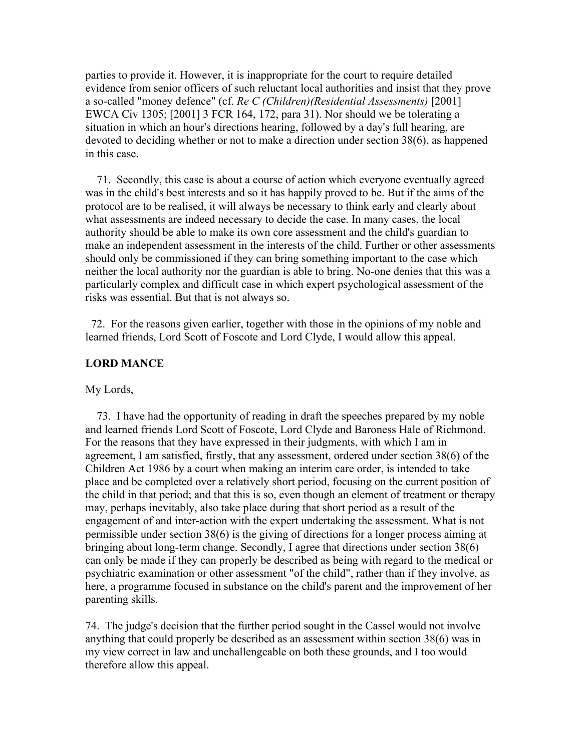parties to provide it. However, it is inappropriate for the court to require detailed evidence from senior officers of such reluctant local authorities and insist that they prove a so-called "money defence" (cf. *Re C (Children)(Residential Assessments)* [2001] EWCA Civ 1305; [2001] 3 FCR 164, 172, para 31). Nor should we be tolerating a situation in which an hour's directions hearing, followed by a day's full hearing, are devoted to deciding whether or not to make a direction under section 38(6), as happened in this case.

71. Secondly, this case is about a course of action which everyone eventually agreed was in the child's best interests and so it has happily proved to be. But if the aims of the protocol are to be realised, it will always be necessary to think early and clearly about what assessments are indeed necessary to decide the case. In many cases, the local authority should be able to make its own core assessment and the child's guardian to make an independent assessment in the interests of the child. Further or other assessments should only be commissioned if they can bring something important to the case which neither the local authority nor the guardian is able to bring. No-one denies that this was a particularly complex and difficult case in which expert psychological assessment of the risks was essential. But that is not always so.

72. For the reasons given earlier, together with those in the opinions of my noble and learned friends, Lord Scott of Foscote and Lord Clyde, I would allow this appeal.

**LORD MANCE**

My Lords,

73. I have had the opportunity of reading in draft the speeches prepared by my noble and learned friends Lord Scott of Foscote, Lord Clyde and Baroness Hale of Richmond. For the reasons that they have expressed in their judgments, with which I am in agreement, I am satisfied, firstly, that any assessment, ordered under section 38(6) of the Children Act 1986 by a court when making an interim care order, is intended to take place and be completed over a relatively short period, focusing on the current position of the child in that period; and that this is so, even though an element of treatment or therapy may, perhaps inevitably, also take place during that short period as a result of the engagement of and inter-action with the expert undertaking the assessment. What is not permissible under section 38(6) is the giving of directions for a longer process aiming at bringing about long-term change. Secondly, I agree that directions under section 38(6) can only be made if they can properly be described as being with regard to the medical or psychiatric examination or other assessment "of the child", rather than if they involve, as here, a programme focused in substance on the child's parent and the improvement of her parenting skills.

74. The judge's decision that the further period sought in the Cassel would not involve anything that could properly be described as an assessment within section 38(6) was in my view correct in law and unchallengeable on both these grounds, and I too would therefore allow this appeal.